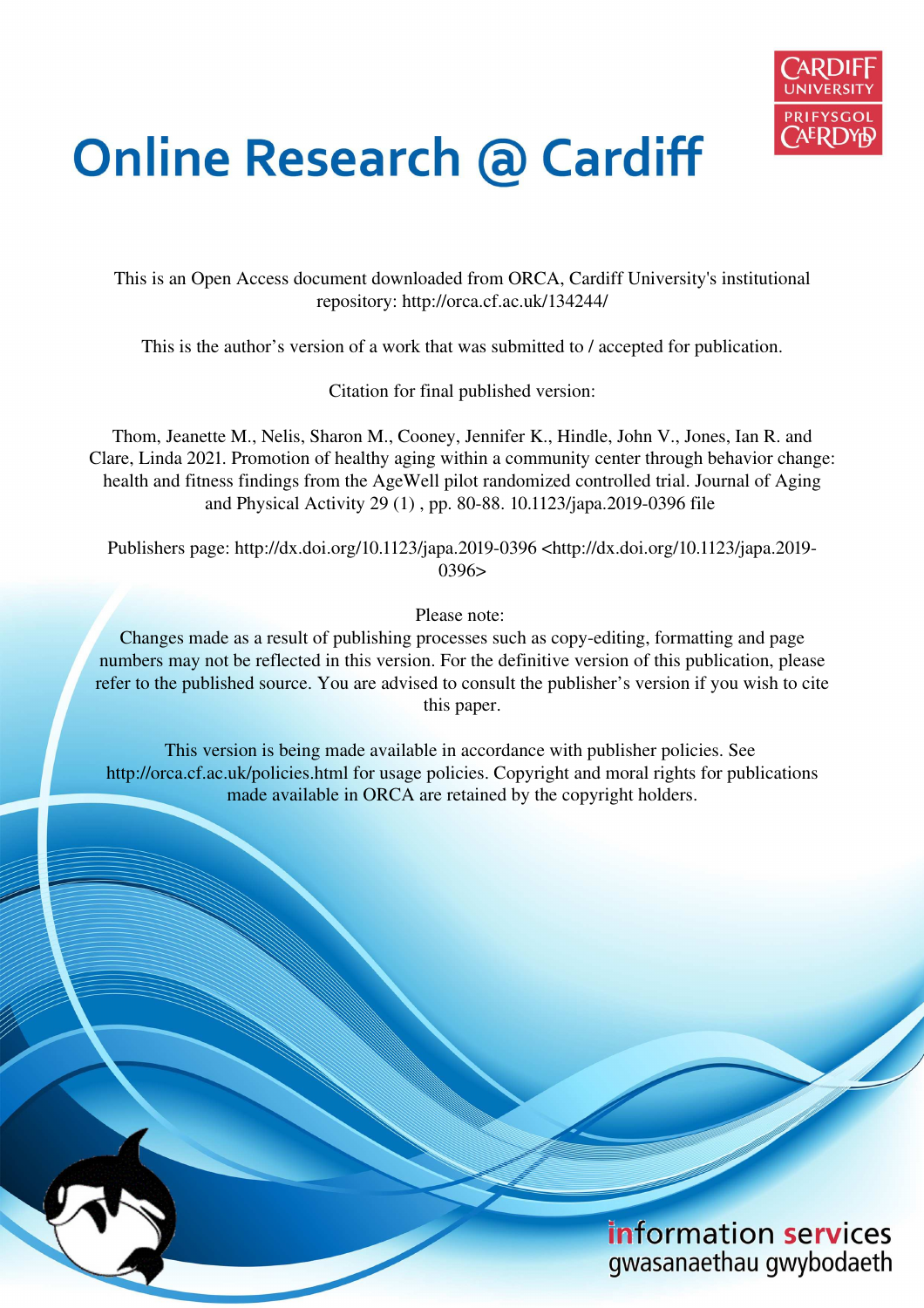# Online Research @ Cardiff

This is an Open Access document downloaded from ORCA, Cardiff University's institutional repository: http://orca.cf.ac.uk/134244/

This is the author's version of a work that was submitted to / accepted for publication.

Citation for final published version:

Thom, Jeanette M., Nelis, Sharon M., Cooney, Jennifer K., Hindle, John V., Jones, Ian R. and Clare, Linda 2021. Promotion of healthy aging within a community center through behavior change: health and fitness findings from the AgeWell pilot randomized controlled trial. Journal of Aging and Physical Activity 29 (1) , pp. 80-88. 10.1123/japa.2019-0396 file

Publishers page: http://dx.doi.org/10.1123/japa.2019-0396 <http://dx.doi.org/10.1123/japa.2019-0396>

Please note:
Changes made as a result of publishing processes such as copy-editing, formatting and page numbers may not be reflected in this version. For the definitive version of this publication, please refer to the published source. You are advised to consult the publisher's version if you wish to cite this paper.

This version is being made available in accordance with publisher policies. See http://orca.cf.ac.uk/policies.html for usage policies. Copyright and moral rights for publications made available in ORCA are retained by the copyright holders.

information services
gwasanaethau gwybodaeth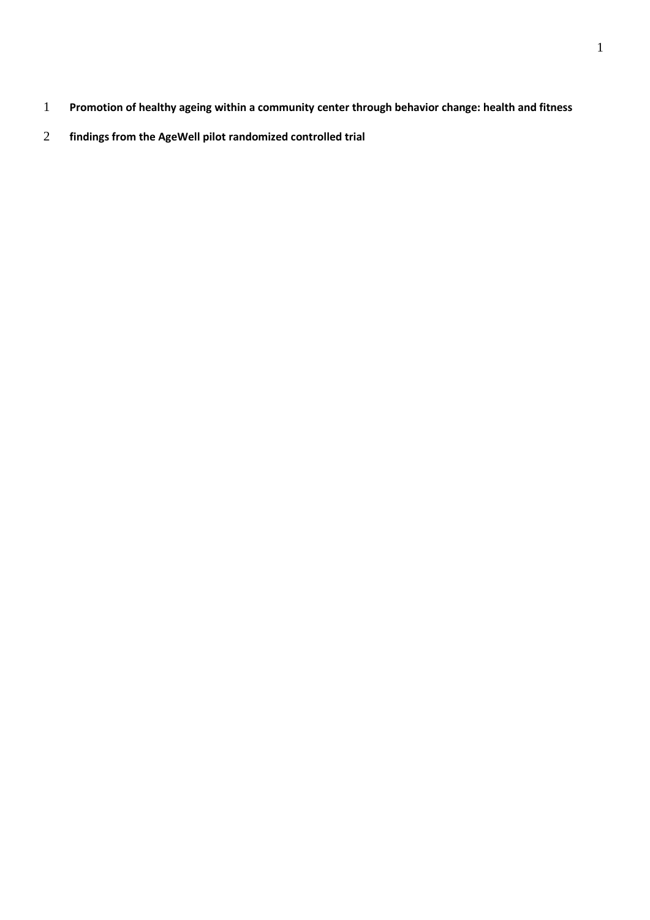# Promotion of healthy ageing within a community center through behavior change: health and fitness findings from the AgeWell pilot randomized controlled trial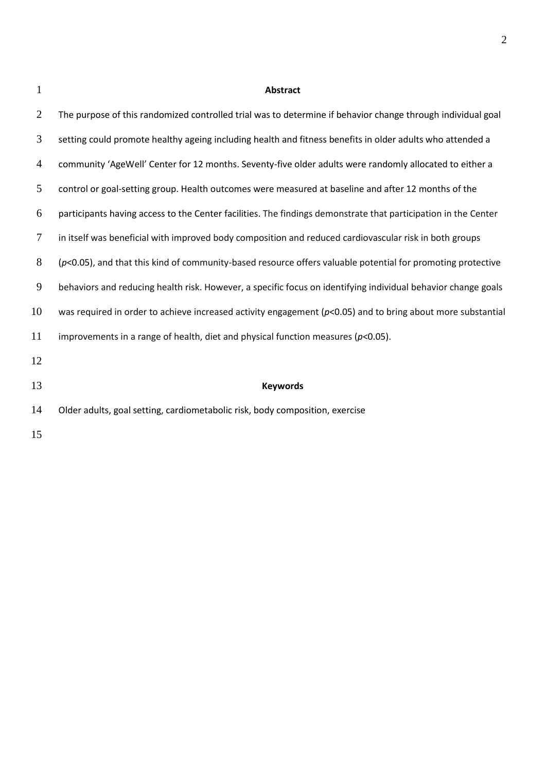## Abstract

The purpose of this randomized controlled trial was to determine if behavior change through individual goal setting could promote healthy ageing including health and fitness benefits in older adults who attended a community 'AgeWell' Center for 12 months. Seventy-five older adults were randomly allocated to either a control or goal-setting group. Health outcomes were measured at baseline and after 12 months of the participants having access to the Center facilities. The findings demonstrate that participation in the Center in itself was beneficial with improved body composition and reduced cardiovascular risk in both groups ($p<0.05$), and that this kind of community-based resource offers valuable potential for promoting protective behaviors and reducing health risk. However, a specific focus on identifying individual behavior change goals was required in order to achieve increased activity engagement ($p<0.05$) and to bring about more substantial improvements in a range of health, diet and physical function measures ($p<0.05$).

## Keywords

Older adults, goal setting, cardiometabolic risk, body composition, exercise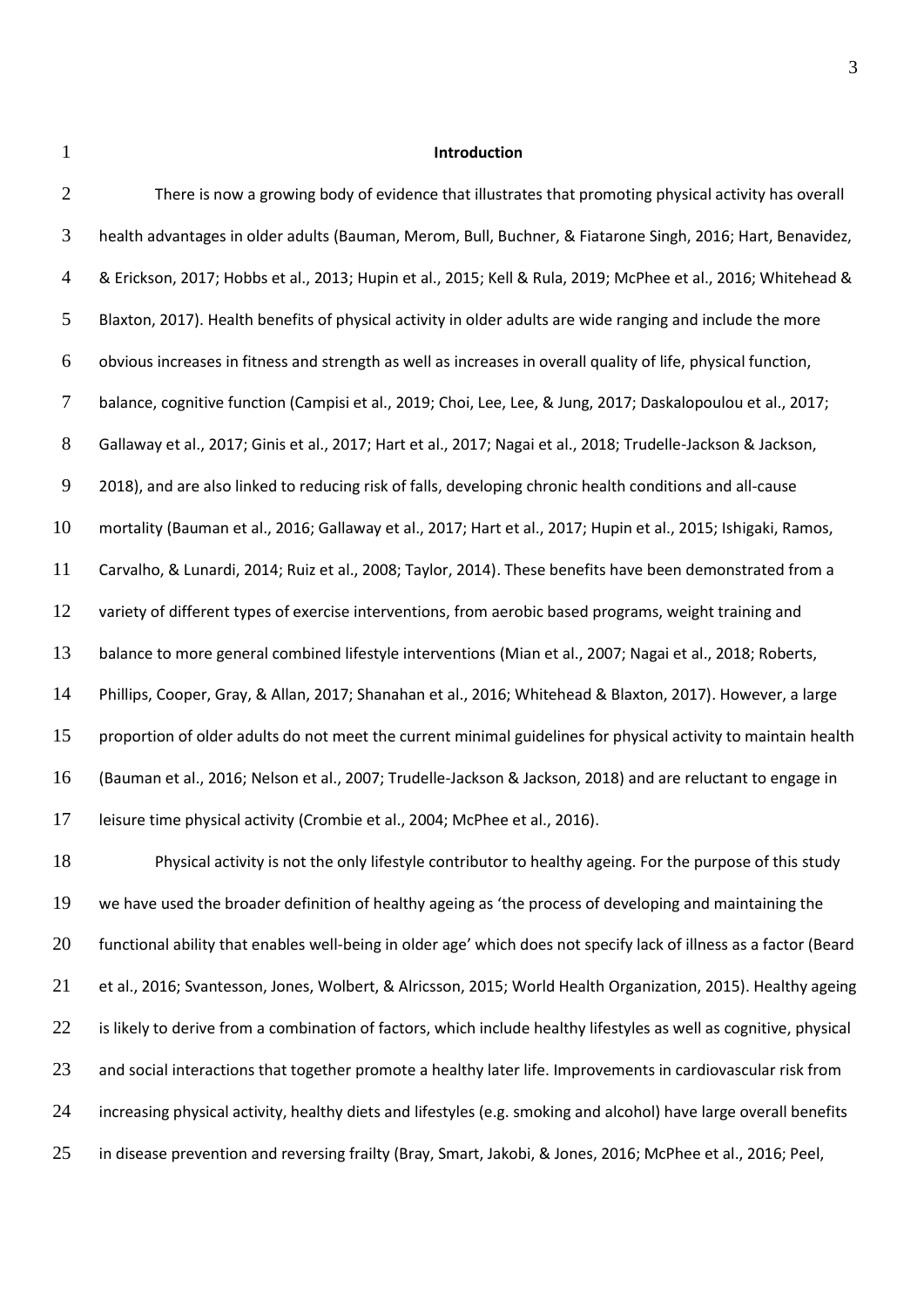## Introduction

There is now a growing body of evidence that illustrates that promoting physical activity has overall health advantages in older adults (Bauman, Merom, Bull, Buchner, & Fiatarone Singh, 2016; Hart, Benavidez, & Erickson, 2017; Hobbs et al., 2013; Hupin et al., 2015; Kell & Rula, 2019; McPhee et al., 2016; Whitehead & Blaxton, 2017). Health benefits of physical activity in older adults are wide ranging and include the more obvious increases in fitness and strength as well as increases in overall quality of life, physical function, balance, cognitive function (Campisi et al., 2019; Choi, Lee, Lee, & Jung, 2017; Daskalopoulou et al., 2017; Gallaway et al., 2017; Ginis et al., 2017; Hart et al., 2017; Nagai et al., 2018; Trudelle-Jackson & Jackson, 2018), and are also linked to reducing risk of falls, developing chronic health conditions and all-cause mortality (Bauman et al., 2016; Gallaway et al., 2017; Hart et al., 2017; Hupin et al., 2015; Ishigaki, Ramos, Carvalho, & Lunardi, 2014; Ruiz et al., 2008; Taylor, 2014). These benefits have been demonstrated from a variety of different types of exercise interventions, from aerobic based programs, weight training and balance to more general combined lifestyle interventions (Mian et al., 2007; Nagai et al., 2018; Roberts, Phillips, Cooper, Gray, & Allan, 2017; Shanahan et al., 2016; Whitehead & Blaxton, 2017). However, a large proportion of older adults do not meet the current minimal guidelines for physical activity to maintain health (Bauman et al., 2016; Nelson et al., 2007; Trudelle-Jackson & Jackson, 2018) and are reluctant to engage in leisure time physical activity (Crombie et al., 2004; McPhee et al., 2016).

Physical activity is not the only lifestyle contributor to healthy ageing. For the purpose of this study we have used the broader definition of healthy ageing as 'the process of developing and maintaining the functional ability that enables well-being in older age' which does not specify lack of illness as a factor (Beard et al., 2016; Svantesson, Jones, Wolbert, & Alricsson, 2015; World Health Organization, 2015). Healthy ageing is likely to derive from a combination of factors, which include healthy lifestyles as well as cognitive, physical and social interactions that together promote a healthy later life. Improvements in cardiovascular risk from increasing physical activity, healthy diets and lifestyles (e.g. smoking and alcohol) have large overall benefits in disease prevention and reversing frailty (Bray, Smart, Jakobi, & Jones, 2016; McPhee et al., 2016; Peel,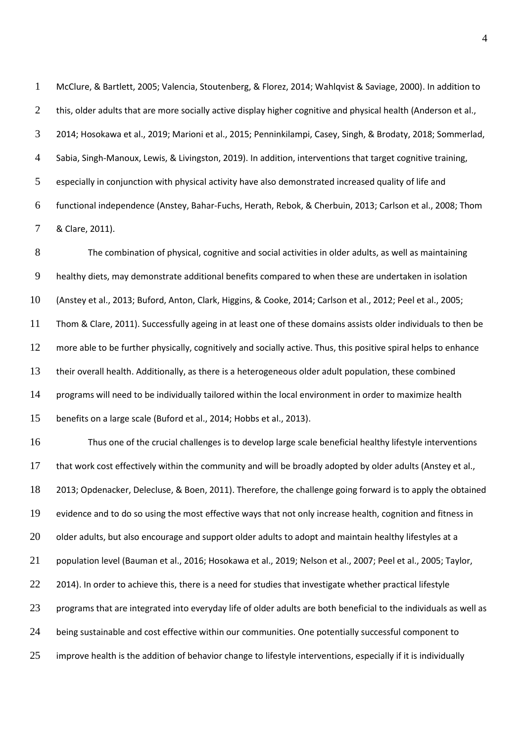McClure, & Bartlett, 2005; Valencia, Stoutenberg, & Florez, 2014; Wahlqvist & Saviage, 2000). In addition to this, older adults that are more socially active display higher cognitive and physical health (Anderson et al., 2014; Hosokawa et al., 2019; Marioni et al., 2015; Penninkilampi, Casey, Singh, & Brodaty, 2018; Sommerlad, Sabia, Singh-Manoux, Lewis, & Livingston, 2019). In addition, interventions that target cognitive training, especially in conjunction with physical activity have also demonstrated increased quality of life and functional independence (Anstey, Bahar-Fuchs, Herath, Rebok, & Cherbuin, 2013; Carlson et al., 2008; Thom & Clare, 2011).

The combination of physical, cognitive and social activities in older adults, as well as maintaining healthy diets, may demonstrate additional benefits compared to when these are undertaken in isolation (Anstey et al., 2013; Buford, Anton, Clark, Higgins, & Cooke, 2014; Carlson et al., 2012; Peel et al., 2005; Thom & Clare, 2011). Successfully ageing in at least one of these domains assists older individuals to then be more able to be further physically, cognitively and socially active. Thus, this positive spiral helps to enhance their overall health. Additionally, as there is a heterogeneous older adult population, these combined programs will need to be individually tailored within the local environment in order to maximize health benefits on a large scale (Buford et al., 2014; Hobbs et al., 2013).

Thus one of the crucial challenges is to develop large scale beneficial healthy lifestyle interventions that work cost effectively within the community and will be broadly adopted by older adults (Anstey et al., 2013; Opdenacker, Delecluse, & Boen, 2011). Therefore, the challenge going forward is to apply the obtained evidence and to do so using the most effective ways that not only increase health, cognition and fitness in older adults, but also encourage and support older adults to adopt and maintain healthy lifestyles at a population level (Bauman et al., 2016; Hosokawa et al., 2019; Nelson et al., 2007; Peel et al., 2005; Taylor, 2014). In order to achieve this, there is a need for studies that investigate whether practical lifestyle programs that are integrated into everyday life of older adults are both beneficial to the individuals as well as being sustainable and cost effective within our communities. One potentially successful component to improve health is the addition of behavior change to lifestyle interventions, especially if it is individually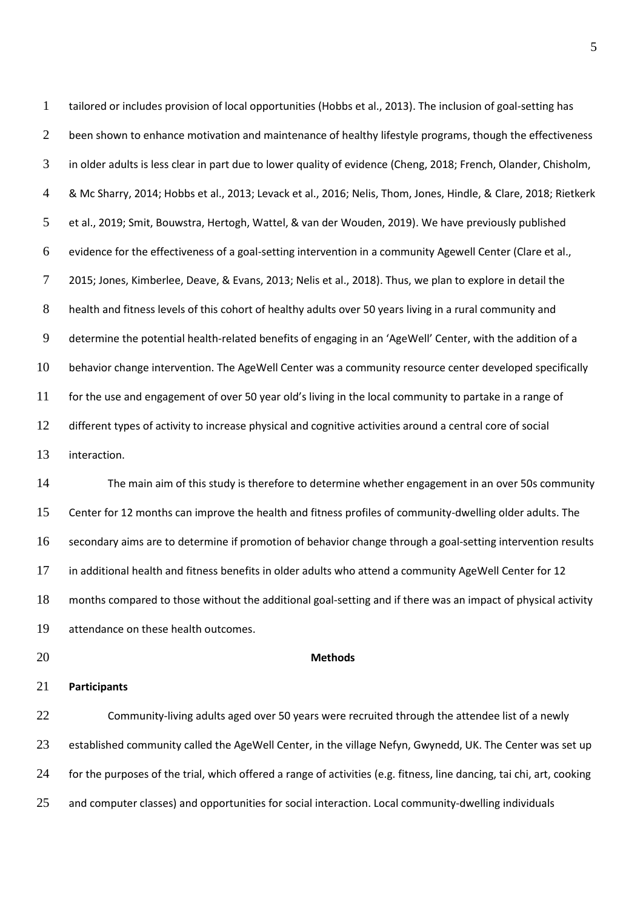tailored or includes provision of local opportunities (Hobbs et al., 2013). The inclusion of goal-setting has been shown to enhance motivation and maintenance of healthy lifestyle programs, though the effectiveness in older adults is less clear in part due to lower quality of evidence (Cheng, 2018; French, Olander, Chisholm, & Mc Sharry, 2014; Hobbs et al., 2013; Levack et al., 2016; Nelis, Thom, Jones, Hindle, & Clare, 2018; Rietkerk et al., 2019; Smit, Bouwstra, Hertogh, Wattel, & van der Wouden, 2019). We have previously published evidence for the effectiveness of a goal-setting intervention in a community Agewell Center (Clare et al., 2015; Jones, Kimberlee, Deave, & Evans, 2013; Nelis et al., 2018). Thus, we plan to explore in detail the health and fitness levels of this cohort of healthy adults over 50 years living in a rural community and determine the potential health-related benefits of engaging in an 'AgeWell' Center, with the addition of a behavior change intervention. The AgeWell Center was a community resource center developed specifically for the use and engagement of over 50 year old's living in the local community to partake in a range of different types of activity to increase physical and cognitive activities around a central core of social interaction.

The main aim of this study is therefore to determine whether engagement in an over 50s community Center for 12 months can improve the health and fitness profiles of community-dwelling older adults. The secondary aims are to determine if promotion of behavior change through a goal-setting intervention results in additional health and fitness benefits in older adults who attend a community AgeWell Center for 12 months compared to those without the additional goal-setting and if there was an impact of physical activity attendance on these health outcomes.

## Methods

### Participants

Community-living adults aged over 50 years were recruited through the attendee list of a newly established community called the AgeWell Center, in the village Nefyn, Gwynedd, UK. The Center was set up for the purposes of the trial, which offered a range of activities (e.g. fitness, line dancing, tai chi, art, cooking and computer classes) and opportunities for social interaction. Local community-dwelling individuals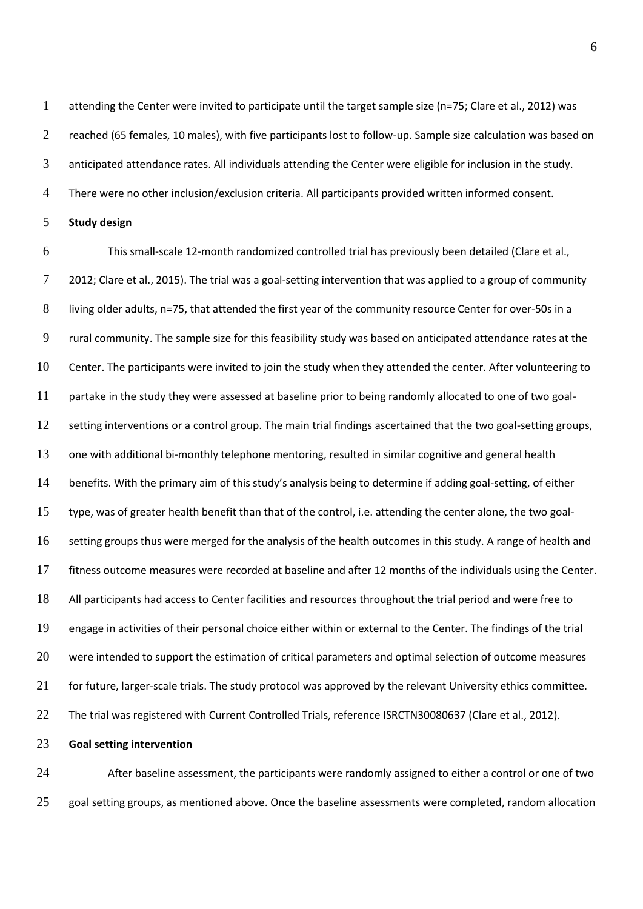attending the Center were invited to participate until the target sample size (n=75; Clare et al., 2012) was reached (65 females, 10 males), with five participants lost to follow-up. Sample size calculation was based on anticipated attendance rates. All individuals attending the Center were eligible for inclusion in the study. There were no other inclusion/exclusion criteria. All participants provided written informed consent.

**Study design**

This small-scale 12-month randomized controlled trial has previously been detailed (Clare et al., 2012; Clare et al., 2015). The trial was a goal-setting intervention that was applied to a group of community living older adults, n=75, that attended the first year of the community resource Center for over-50s in a rural community. The sample size for this feasibility study was based on anticipated attendance rates at the Center. The participants were invited to join the study when they attended the center. After volunteering to partake in the study they were assessed at baseline prior to being randomly allocated to one of two goal-setting interventions or a control group. The main trial findings ascertained that the two goal-setting groups, one with additional bi-monthly telephone mentoring, resulted in similar cognitive and general health benefits. With the primary aim of this study's analysis being to determine if adding goal-setting, of either type, was of greater health benefit than that of the control, i.e. attending the center alone, the two goal-setting groups thus were merged for the analysis of the health outcomes in this study. A range of health and fitness outcome measures were recorded at baseline and after 12 months of the individuals using the Center. All participants had access to Center facilities and resources throughout the trial period and were free to engage in activities of their personal choice either within or external to the Center. The findings of the trial were intended to support the estimation of critical parameters and optimal selection of outcome measures for future, larger-scale trials. The study protocol was approved by the relevant University ethics committee. The trial was registered with Current Controlled Trials, reference ISRCTN30080637 (Clare et al., 2012).

**Goal setting intervention**

After baseline assessment, the participants were randomly assigned to either a control or one of two goal setting groups, as mentioned above. Once the baseline assessments were completed, random allocation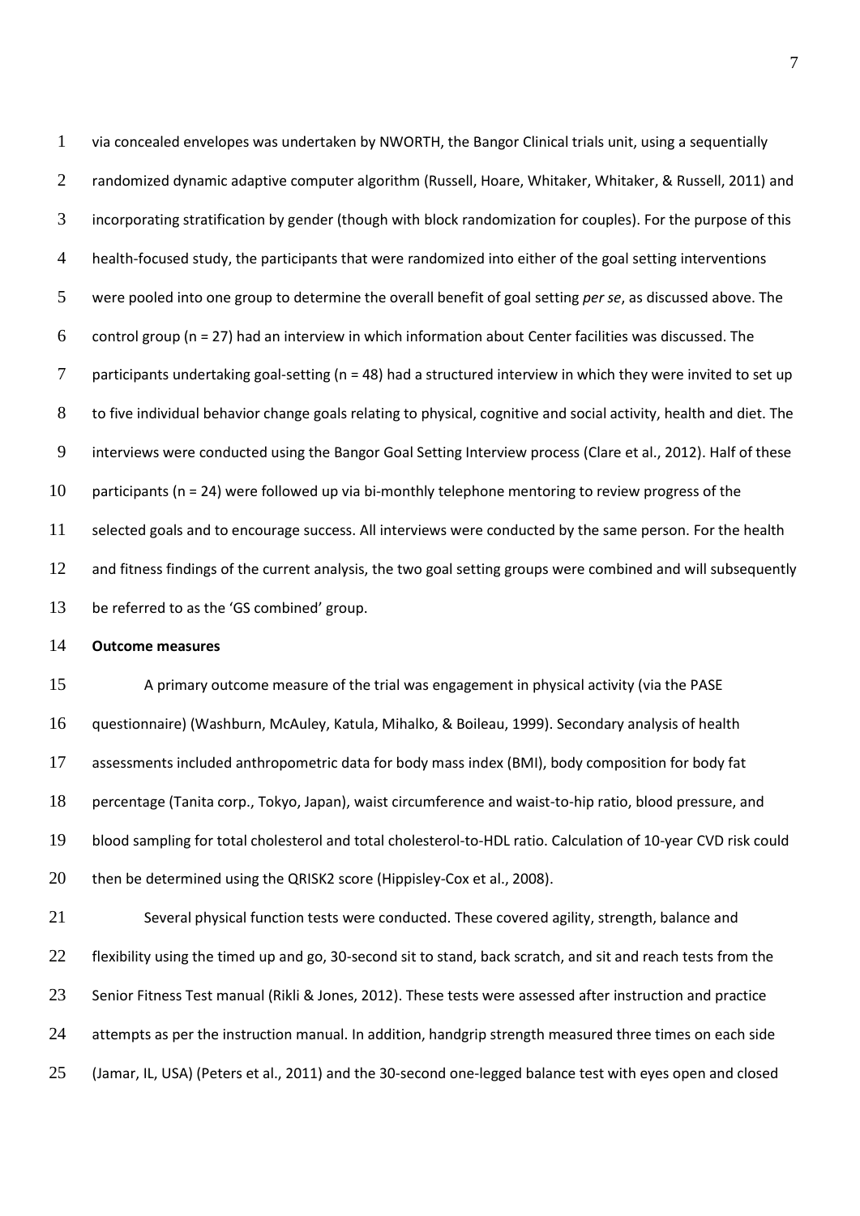via concealed envelopes was undertaken by NWORTH, the Bangor Clinical trials unit, using a sequentially randomized dynamic adaptive computer algorithm (Russell, Hoare, Whitaker, Whitaker, & Russell, 2011) and incorporating stratification by gender (though with block randomization for couples). For the purpose of this health-focused study, the participants that were randomized into either of the goal setting interventions were pooled into one group to determine the overall benefit of goal setting *per se*, as discussed above. The control group (n = 27) had an interview in which information about Center facilities was discussed. The participants undertaking goal-setting (n = 48) had a structured interview in which they were invited to set up to five individual behavior change goals relating to physical, cognitive and social activity, health and diet. The interviews were conducted using the Bangor Goal Setting Interview process (Clare et al., 2012). Half of these participants (n = 24) were followed up via bi-monthly telephone mentoring to review progress of the selected goals and to encourage success. All interviews were conducted by the same person. For the health and fitness findings of the current analysis, the two goal setting groups were combined and will subsequently be referred to as the 'GS combined' group.

**Outcome measures**

A primary outcome measure of the trial was engagement in physical activity (via the PASE questionnaire) (Washburn, McAuley, Katula, Mihalko, & Boileau, 1999). Secondary analysis of health assessments included anthropometric data for body mass index (BMI), body composition for body fat percentage (Tanita corp., Tokyo, Japan), waist circumference and waist-to-hip ratio, blood pressure, and blood sampling for total cholesterol and total cholesterol-to-HDL ratio. Calculation of 10-year CVD risk could then be determined using the QRISK2 score (Hippisley-Cox et al., 2008).

Several physical function tests were conducted. These covered agility, strength, balance and flexibility using the timed up and go, 30-second sit to stand, back scratch, and sit and reach tests from the Senior Fitness Test manual (Rikli & Jones, 2012). These tests were assessed after instruction and practice attempts as per the instruction manual. In addition, handgrip strength measured three times on each side (Jamar, IL, USA) (Peters et al., 2011) and the 30-second one-legged balance test with eyes open and closed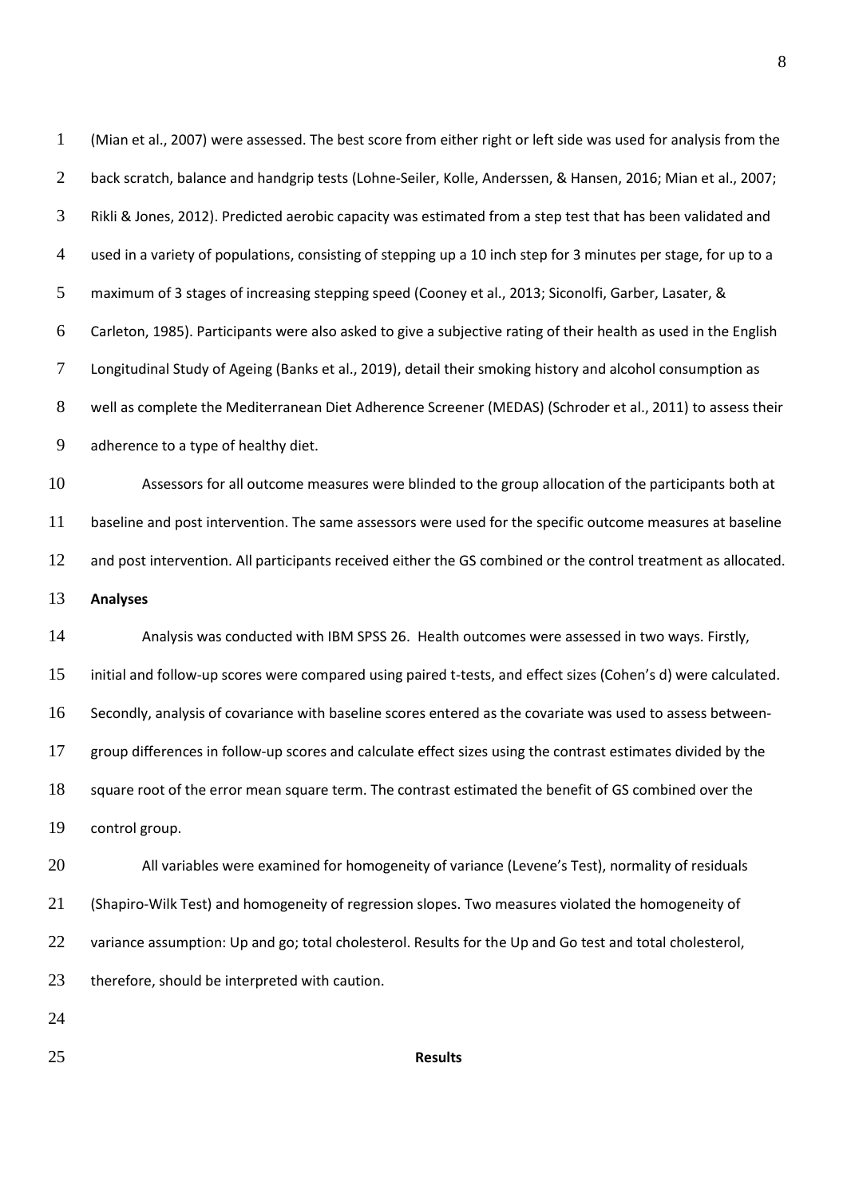(Mian et al., 2007) were assessed. The best score from either right or left side was used for analysis from the back scratch, balance and handgrip tests (Lohne-Seiler, Kolle, Anderssen, & Hansen, 2016; Mian et al., 2007; Rikli & Jones, 2012). Predicted aerobic capacity was estimated from a step test that has been validated and used in a variety of populations, consisting of stepping up a 10 inch step for 3 minutes per stage, for up to a maximum of 3 stages of increasing stepping speed (Cooney et al., 2013; Siconolfi, Garber, Lasater, & Carleton, 1985). Participants were also asked to give a subjective rating of their health as used in the English Longitudinal Study of Ageing (Banks et al., 2019), detail their smoking history and alcohol consumption as well as complete the Mediterranean Diet Adherence Screener (MEDAS) (Schroder et al., 2011) to assess their adherence to a type of healthy diet.

Assessors for all outcome measures were blinded to the group allocation of the participants both at baseline and post intervention. The same assessors were used for the specific outcome measures at baseline and post intervention. All participants received either the GS combined or the control treatment as allocated.

**Analyses**

Analysis was conducted with IBM SPSS 26. Health outcomes were assessed in two ways. Firstly, initial and follow-up scores were compared using paired t-tests, and effect sizes (Cohen's d) were calculated. Secondly, analysis of covariance with baseline scores entered as the covariate was used to assess between-group differences in follow-up scores and calculate effect sizes using the contrast estimates divided by the square root of the error mean square term. The contrast estimated the benefit of GS combined over the control group.

All variables were examined for homogeneity of variance (Levene's Test), normality of residuals (Shapiro-Wilk Test) and homogeneity of regression slopes. Two measures violated the homogeneity of variance assumption: Up and go; total cholesterol. Results for the Up and Go test and total cholesterol, therefore, should be interpreted with caution.

## Results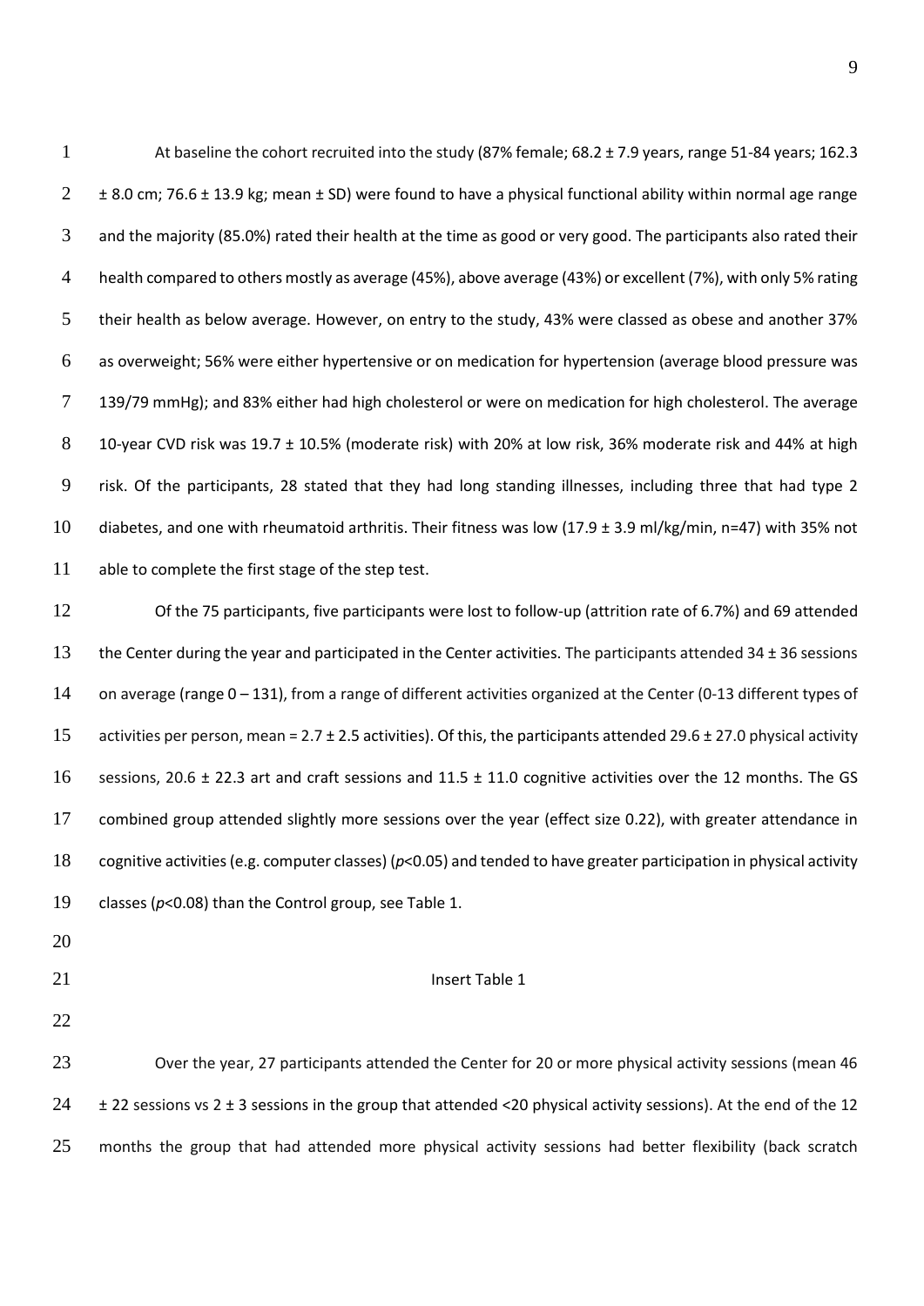At baseline the cohort recruited into the study (87% female; 68.2 ± 7.9 years, range 51-84 years; 162.3 ± 8.0 cm; 76.6 ± 13.9 kg; mean ± SD) were found to have a physical functional ability within normal age range and the majority (85.0%) rated their health at the time as good or very good. The participants also rated their health compared to others mostly as average (45%), above average (43%) or excellent (7%), with only 5% rating their health as below average. However, on entry to the study, 43% were classed as obese and another 37% as overweight; 56% were either hypertensive or on medication for hypertension (average blood pressure was 139/79 mmHg); and 83% either had high cholesterol or were on medication for high cholesterol. The average 10-year CVD risk was 19.7 ± 10.5% (moderate risk) with 20% at low risk, 36% moderate risk and 44% at high risk. Of the participants, 28 stated that they had long standing illnesses, including three that had type 2 diabetes, and one with rheumatoid arthritis. Their fitness was low (17.9 ± 3.9 ml/kg/min, n=47) with 35% not able to complete the first stage of the step test.

Of the 75 participants, five participants were lost to follow-up (attrition rate of 6.7%) and 69 attended the Center during the year and participated in the Center activities. The participants attended 34 ± 36 sessions on average (range 0 – 131), from a range of different activities organized at the Center (0-13 different types of activities per person, mean = 2.7 ± 2.5 activities). Of this, the participants attended 29.6 ± 27.0 physical activity sessions, 20.6 ± 22.3 art and craft sessions and 11.5 ± 11.0 cognitive activities over the 12 months. The GS combined group attended slightly more sessions over the year (effect size 0.22), with greater attendance in cognitive activities (e.g. computer classes) ($p$<0.05) and tended to have greater participation in physical activity classes ($p$<0.08) than the Control group, see Table 1.

Insert Table 1

Over the year, 27 participants attended the Center for 20 or more physical activity sessions (mean 46 ± 22 sessions vs 2 ± 3 sessions in the group that attended <20 physical activity sessions). At the end of the 12 months the group that had attended more physical activity sessions had better flexibility (back scratch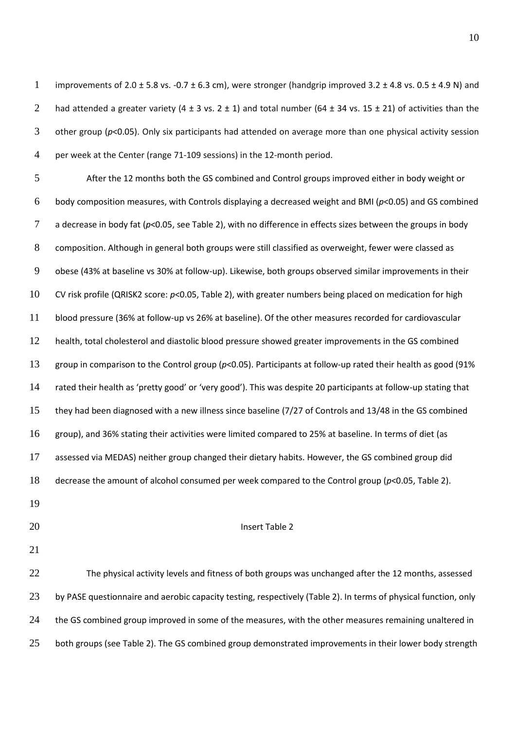improvements of 2.0 ± 5.8 vs. -0.7 ± 6.3 cm), were stronger (handgrip improved 3.2 ± 4.8 vs. 0.5 ± 4.9 N) and had attended a greater variety (4 ± 3 vs. 2 ± 1) and total number (64 ± 34 vs. 15 ± 21) of activities than the other group ($p<0.05$). Only six participants had attended on average more than one physical activity session per week at the Center (range 71-109 sessions) in the 12-month period.

After the 12 months both the GS combined and Control groups improved either in body weight or body composition measures, with Controls displaying a decreased weight and BMI ($p<0.05$) and GS combined a decrease in body fat ($p<0.05$, see Table 2), with no difference in effects sizes between the groups in body composition. Although in general both groups were still classified as overweight, fewer were classed as obese (43% at baseline vs 30% at follow-up). Likewise, both groups observed similar improvements in their CV risk profile (QRISK2 score: $p<0.05$, Table 2), with greater numbers being placed on medication for high blood pressure (36% at follow-up vs 26% at baseline). Of the other measures recorded for cardiovascular health, total cholesterol and diastolic blood pressure showed greater improvements in the GS combined group in comparison to the Control group ($p<0.05$). Participants at follow-up rated their health as good (91% rated their health as 'pretty good' or 'very good'). This was despite 20 participants at follow-up stating that they had been diagnosed with a new illness since baseline (7/27 of Controls and 13/48 in the GS combined group), and 36% stating their activities were limited compared to 25% at baseline. In terms of diet (as assessed via MEDAS) neither group changed their dietary habits. However, the GS combined group did decrease the amount of alcohol consumed per week compared to the Control group ($p<0.05$, Table 2).

Insert Table 2

The physical activity levels and fitness of both groups was unchanged after the 12 months, assessed by PASE questionnaire and aerobic capacity testing, respectively (Table 2). In terms of physical function, only the GS combined group improved in some of the measures, with the other measures remaining unaltered in both groups (see Table 2). The GS combined group demonstrated improvements in their lower body strength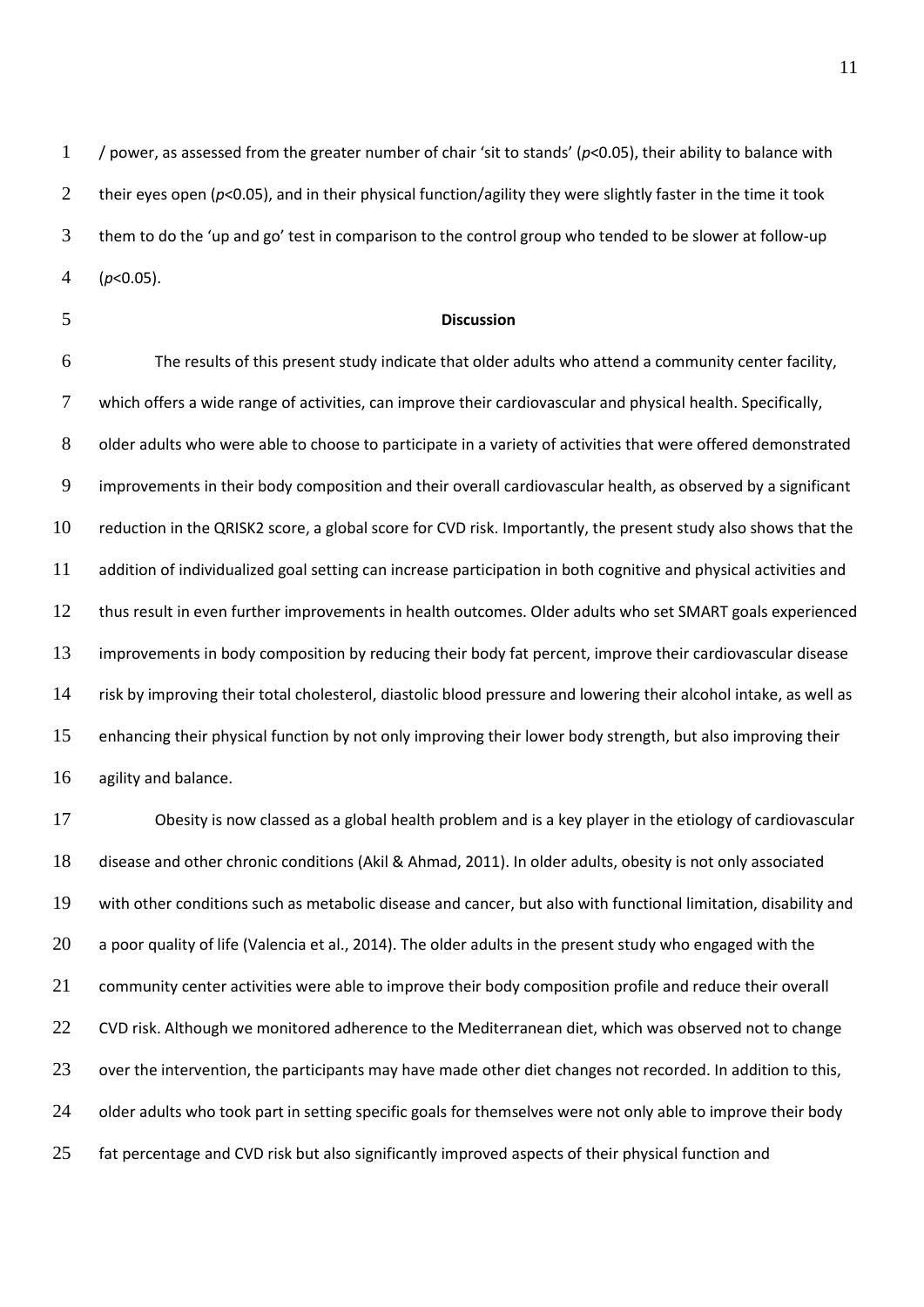/ power, as assessed from the greater number of chair 'sit to stands' ($p<0.05$), their ability to balance with their eyes open ($p<0.05$), and in their physical function/agility they were slightly faster in the time it took them to do the 'up and go' test in comparison to the control group who tended to be slower at follow-up ($p<0.05$).

## Discussion

The results of this present study indicate that older adults who attend a community center facility, which offers a wide range of activities, can improve their cardiovascular and physical health. Specifically, older adults who were able to choose to participate in a variety of activities that were offered demonstrated improvements in their body composition and their overall cardiovascular health, as observed by a significant reduction in the QRISK2 score, a global score for CVD risk. Importantly, the present study also shows that the addition of individualized goal setting can increase participation in both cognitive and physical activities and thus result in even further improvements in health outcomes. Older adults who set SMART goals experienced improvements in body composition by reducing their body fat percent, improve their cardiovascular disease risk by improving their total cholesterol, diastolic blood pressure and lowering their alcohol intake, as well as enhancing their physical function by not only improving their lower body strength, but also improving their agility and balance.

Obesity is now classed as a global health problem and is a key player in the etiology of cardiovascular disease and other chronic conditions (Akil & Ahmad, 2011). In older adults, obesity is not only associated with other conditions such as metabolic disease and cancer, but also with functional limitation, disability and a poor quality of life (Valencia et al., 2014). The older adults in the present study who engaged with the community center activities were able to improve their body composition profile and reduce their overall CVD risk. Although we monitored adherence to the Mediterranean diet, which was observed not to change over the intervention, the participants may have made other diet changes not recorded. In addition to this, older adults who took part in setting specific goals for themselves were not only able to improve their body fat percentage and CVD risk but also significantly improved aspects of their physical function and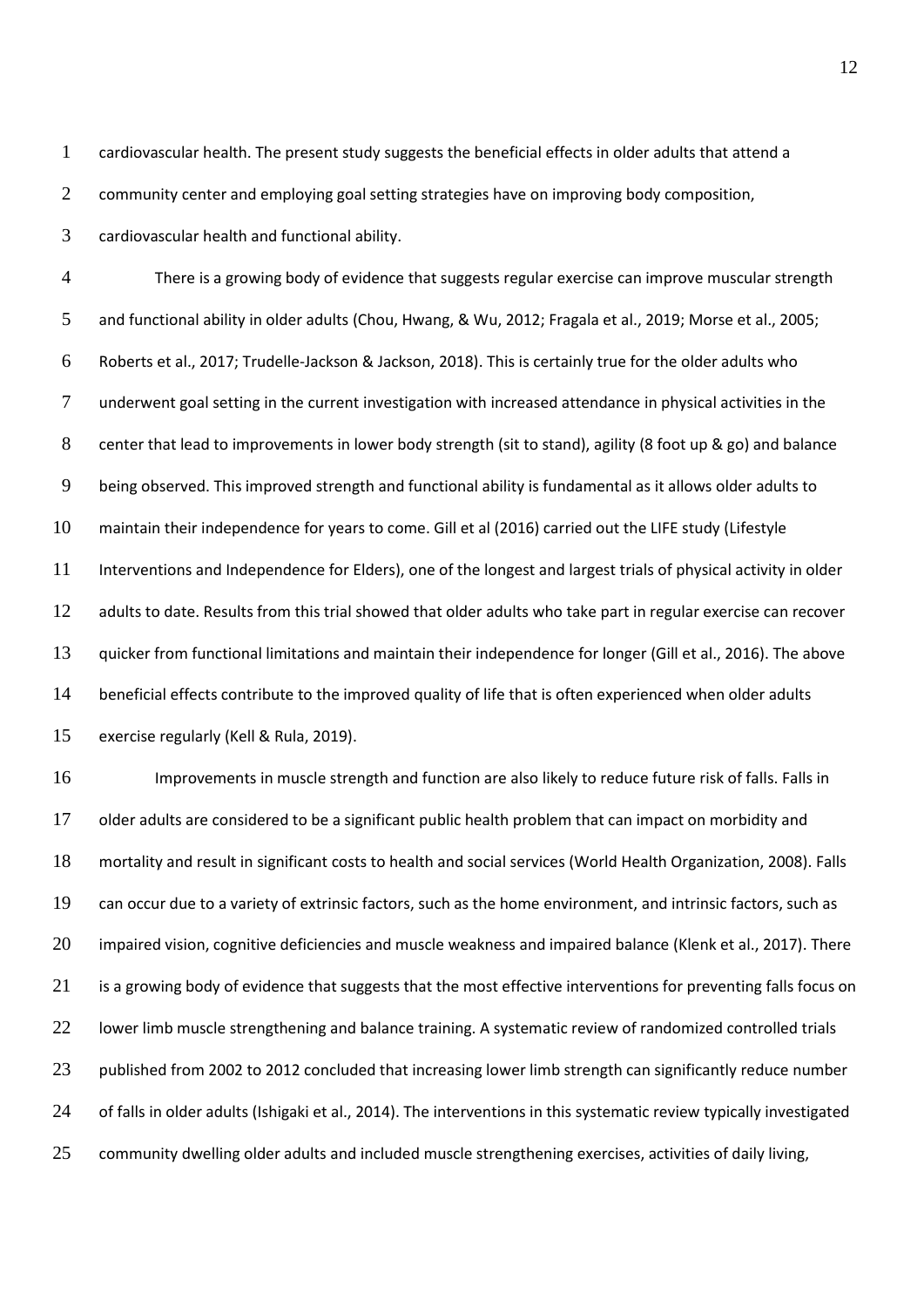cardiovascular health. The present study suggests the beneficial effects in older adults that attend a community center and employing goal setting strategies have on improving body composition, cardiovascular health and functional ability.

There is a growing body of evidence that suggests regular exercise can improve muscular strength and functional ability in older adults (Chou, Hwang, & Wu, 2012; Fragala et al., 2019; Morse et al., 2005; Roberts et al., 2017; Trudelle-Jackson & Jackson, 2018). This is certainly true for the older adults who underwent goal setting in the current investigation with increased attendance in physical activities in the center that lead to improvements in lower body strength (sit to stand), agility (8 foot up & go) and balance being observed. This improved strength and functional ability is fundamental as it allows older adults to maintain their independence for years to come. Gill et al (2016) carried out the LIFE study (Lifestyle Interventions and Independence for Elders), one of the longest and largest trials of physical activity in older adults to date. Results from this trial showed that older adults who take part in regular exercise can recover quicker from functional limitations and maintain their independence for longer (Gill et al., 2016). The above beneficial effects contribute to the improved quality of life that is often experienced when older adults exercise regularly (Kell & Rula, 2019).

Improvements in muscle strength and function are also likely to reduce future risk of falls. Falls in older adults are considered to be a significant public health problem that can impact on morbidity and mortality and result in significant costs to health and social services (World Health Organization, 2008). Falls can occur due to a variety of extrinsic factors, such as the home environment, and intrinsic factors, such as impaired vision, cognitive deficiencies and muscle weakness and impaired balance (Klenk et al., 2017). There is a growing body of evidence that suggests that the most effective interventions for preventing falls focus on lower limb muscle strengthening and balance training. A systematic review of randomized controlled trials published from 2002 to 2012 concluded that increasing lower limb strength can significantly reduce number of falls in older adults (Ishigaki et al., 2014). The interventions in this systematic review typically investigated community dwelling older adults and included muscle strengthening exercises, activities of daily living,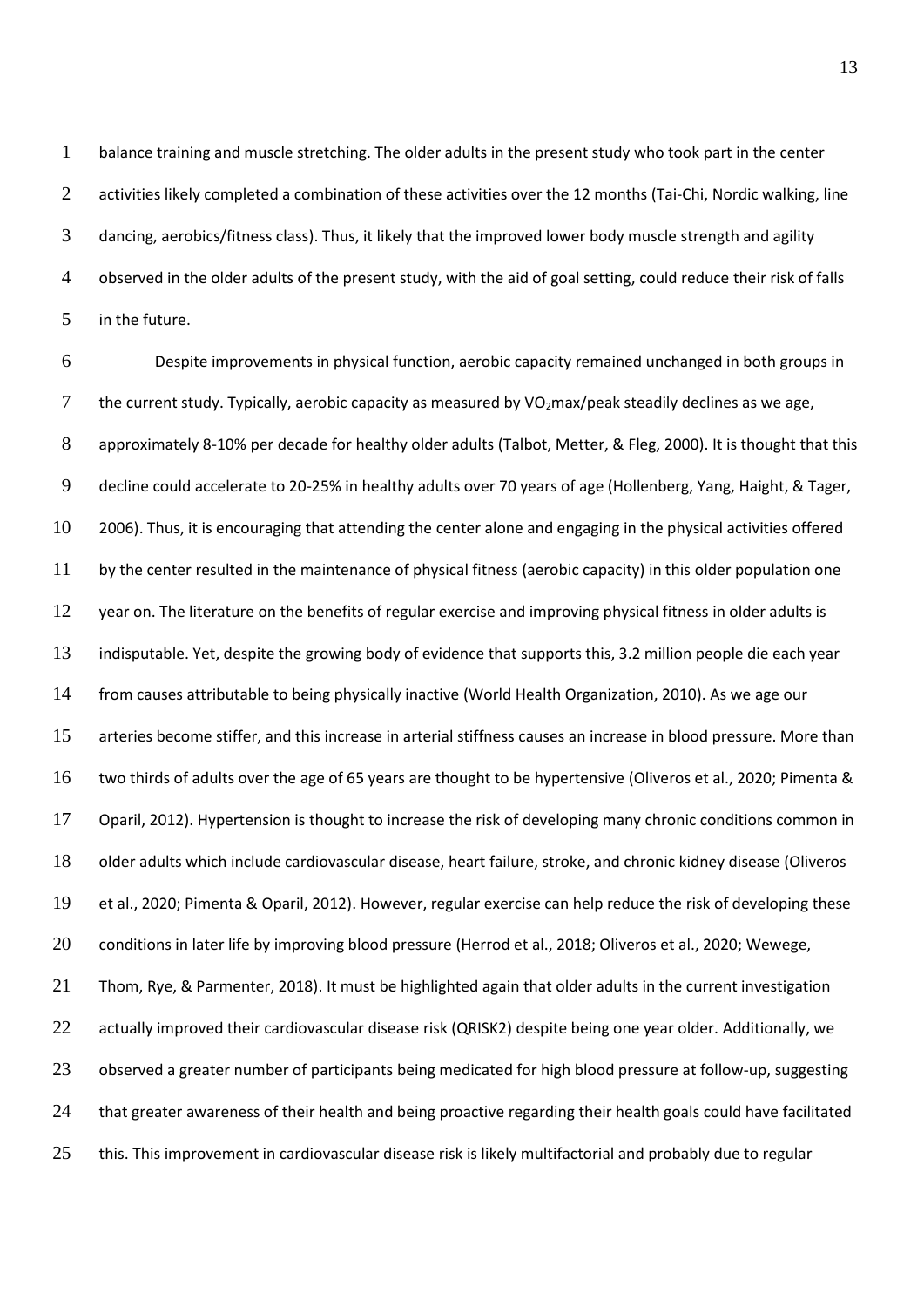balance training and muscle stretching. The older adults in the present study who took part in the center activities likely completed a combination of these activities over the 12 months (Tai-Chi, Nordic walking, line dancing, aerobics/fitness class). Thus, it likely that the improved lower body muscle strength and agility observed in the older adults of the present study, with the aid of goal setting, could reduce their risk of falls in the future.

Despite improvements in physical function, aerobic capacity remained unchanged in both groups in the current study. Typically, aerobic capacity as measured by $VO_2$max/peak steadily declines as we age, approximately 8-10% per decade for healthy older adults (Talbot, Metter, & Fleg, 2000). It is thought that this decline could accelerate to 20-25% in healthy adults over 70 years of age (Hollenberg, Yang, Haight, & Tager, 2006). Thus, it is encouraging that attending the center alone and engaging in the physical activities offered by the center resulted in the maintenance of physical fitness (aerobic capacity) in this older population one year on. The literature on the benefits of regular exercise and improving physical fitness in older adults is indisputable. Yet, despite the growing body of evidence that supports this, 3.2 million people die each year from causes attributable to being physically inactive (World Health Organization, 2010). As we age our arteries become stiffer, and this increase in arterial stiffness causes an increase in blood pressure. More than two thirds of adults over the age of 65 years are thought to be hypertensive (Oliveros et al., 2020; Pimenta & Oparil, 2012). Hypertension is thought to increase the risk of developing many chronic conditions common in older adults which include cardiovascular disease, heart failure, stroke, and chronic kidney disease (Oliveros et al., 2020; Pimenta & Oparil, 2012). However, regular exercise can help reduce the risk of developing these conditions in later life by improving blood pressure (Herrod et al., 2018; Oliveros et al., 2020; Wewege, Thom, Rye, & Parmenter, 2018). It must be highlighted again that older adults in the current investigation actually improved their cardiovascular disease risk (QRISK2) despite being one year older. Additionally, we observed a greater number of participants being medicated for high blood pressure at follow-up, suggesting that greater awareness of their health and being proactive regarding their health goals could have facilitated this. This improvement in cardiovascular disease risk is likely multifactorial and probably due to regular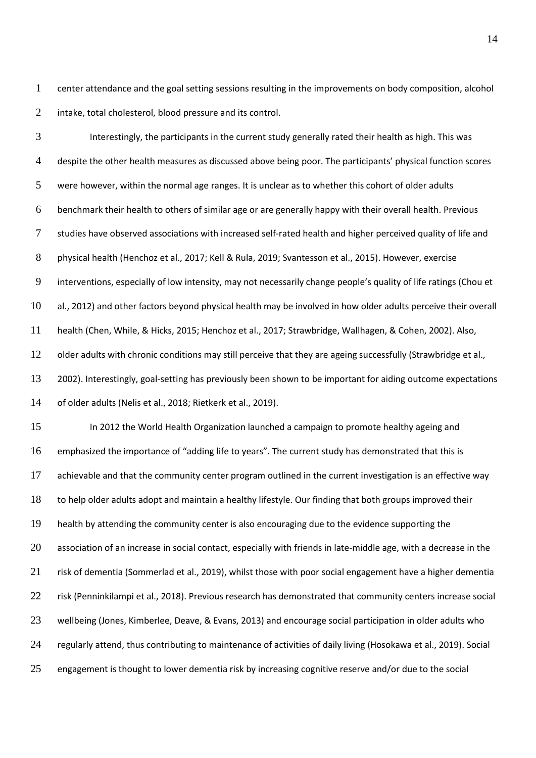center attendance and the goal setting sessions resulting in the improvements on body composition, alcohol intake, total cholesterol, blood pressure and its control.

Interestingly, the participants in the current study generally rated their health as high. This was despite the other health measures as discussed above being poor. The participants' physical function scores were however, within the normal age ranges. It is unclear as to whether this cohort of older adults benchmark their health to others of similar age or are generally happy with their overall health. Previous studies have observed associations with increased self-rated health and higher perceived quality of life and physical health (Henchoz et al., 2017; Kell & Rula, 2019; Svantesson et al., 2015). However, exercise interventions, especially of low intensity, may not necessarily change people's quality of life ratings (Chou et al., 2012) and other factors beyond physical health may be involved in how older adults perceive their overall health (Chen, While, & Hicks, 2015; Henchoz et al., 2017; Strawbridge, Wallhagen, & Cohen, 2002). Also, older adults with chronic conditions may still perceive that they are ageing successfully (Strawbridge et al., 2002). Interestingly, goal-setting has previously been shown to be important for aiding outcome expectations of older adults (Nelis et al., 2018; Rietkerk et al., 2019).

In 2012 the World Health Organization launched a campaign to promote healthy ageing and emphasized the importance of "adding life to years". The current study has demonstrated that this is achievable and that the community center program outlined in the current investigation is an effective way to help older adults adopt and maintain a healthy lifestyle. Our finding that both groups improved their health by attending the community center is also encouraging due to the evidence supporting the association of an increase in social contact, especially with friends in late-middle age, with a decrease in the risk of dementia (Sommerlad et al., 2019), whilst those with poor social engagement have a higher dementia risk (Penninkilampi et al., 2018). Previous research has demonstrated that community centers increase social wellbeing (Jones, Kimberlee, Deave, & Evans, 2013) and encourage social participation in older adults who regularly attend, thus contributing to maintenance of activities of daily living (Hosokawa et al., 2019). Social engagement is thought to lower dementia risk by increasing cognitive reserve and/or due to the social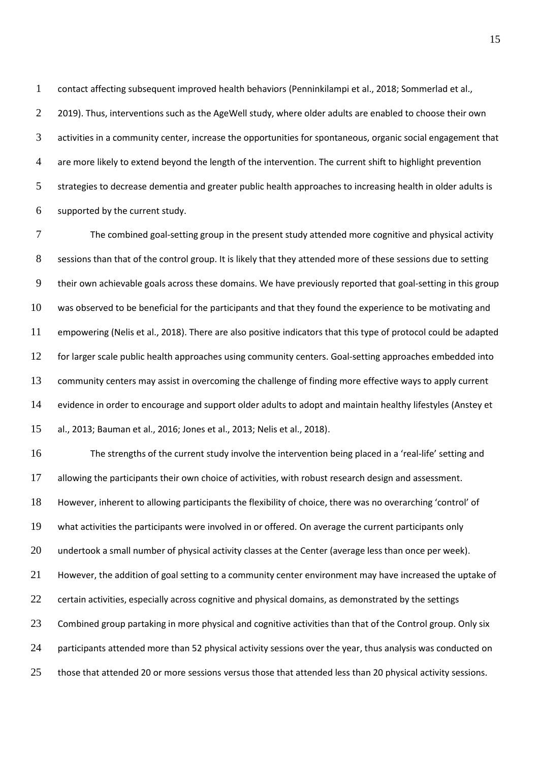contact affecting subsequent improved health behaviors (Penninkilampi et al., 2018; Sommerlad et al., 2019). Thus, interventions such as the AgeWell study, where older adults are enabled to choose their own activities in a community center, increase the opportunities for spontaneous, organic social engagement that are more likely to extend beyond the length of the intervention. The current shift to highlight prevention strategies to decrease dementia and greater public health approaches to increasing health in older adults is supported by the current study.

The combined goal-setting group in the present study attended more cognitive and physical activity sessions than that of the control group. It is likely that they attended more of these sessions due to setting their own achievable goals across these domains. We have previously reported that goal-setting in this group was observed to be beneficial for the participants and that they found the experience to be motivating and empowering (Nelis et al., 2018). There are also positive indicators that this type of protocol could be adapted for larger scale public health approaches using community centers. Goal-setting approaches embedded into community centers may assist in overcoming the challenge of finding more effective ways to apply current evidence in order to encourage and support older adults to adopt and maintain healthy lifestyles (Anstey et al., 2013; Bauman et al., 2016; Jones et al., 2013; Nelis et al., 2018).

The strengths of the current study involve the intervention being placed in a 'real-life' setting and allowing the participants their own choice of activities, with robust research design and assessment. However, inherent to allowing participants the flexibility of choice, there was no overarching 'control' of what activities the participants were involved in or offered. On average the current participants only undertook a small number of physical activity classes at the Center (average less than once per week). However, the addition of goal setting to a community center environment may have increased the uptake of certain activities, especially across cognitive and physical domains, as demonstrated by the settings Combined group partaking in more physical and cognitive activities than that of the Control group. Only six participants attended more than 52 physical activity sessions over the year, thus analysis was conducted on those that attended 20 or more sessions versus those that attended less than 20 physical activity sessions.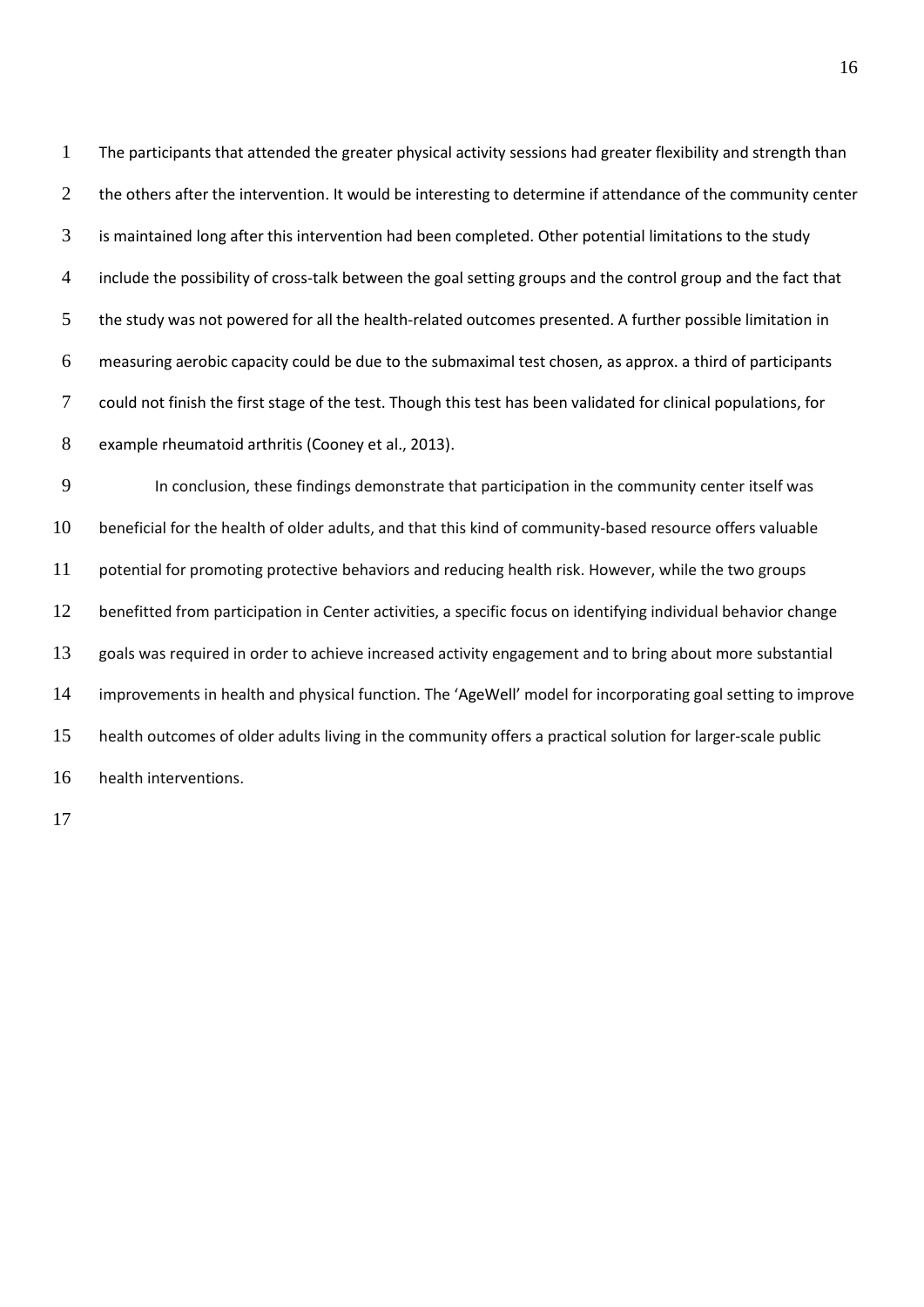The participants that attended the greater physical activity sessions had greater flexibility and strength than the others after the intervention. It would be interesting to determine if attendance of the community center is maintained long after this intervention had been completed. Other potential limitations to the study include the possibility of cross-talk between the goal setting groups and the control group and the fact that the study was not powered for all the health-related outcomes presented. A further possible limitation in measuring aerobic capacity could be due to the submaximal test chosen, as approx. a third of participants could not finish the first stage of the test. Though this test has been validated for clinical populations, for example rheumatoid arthritis (Cooney et al., 2013).

In conclusion, these findings demonstrate that participation in the community center itself was beneficial for the health of older adults, and that this kind of community-based resource offers valuable potential for promoting protective behaviors and reducing health risk. However, while the two groups benefitted from participation in Center activities, a specific focus on identifying individual behavior change goals was required in order to achieve increased activity engagement and to bring about more substantial improvements in health and physical function. The 'AgeWell' model for incorporating goal setting to improve health outcomes of older adults living in the community offers a practical solution for larger-scale public health interventions.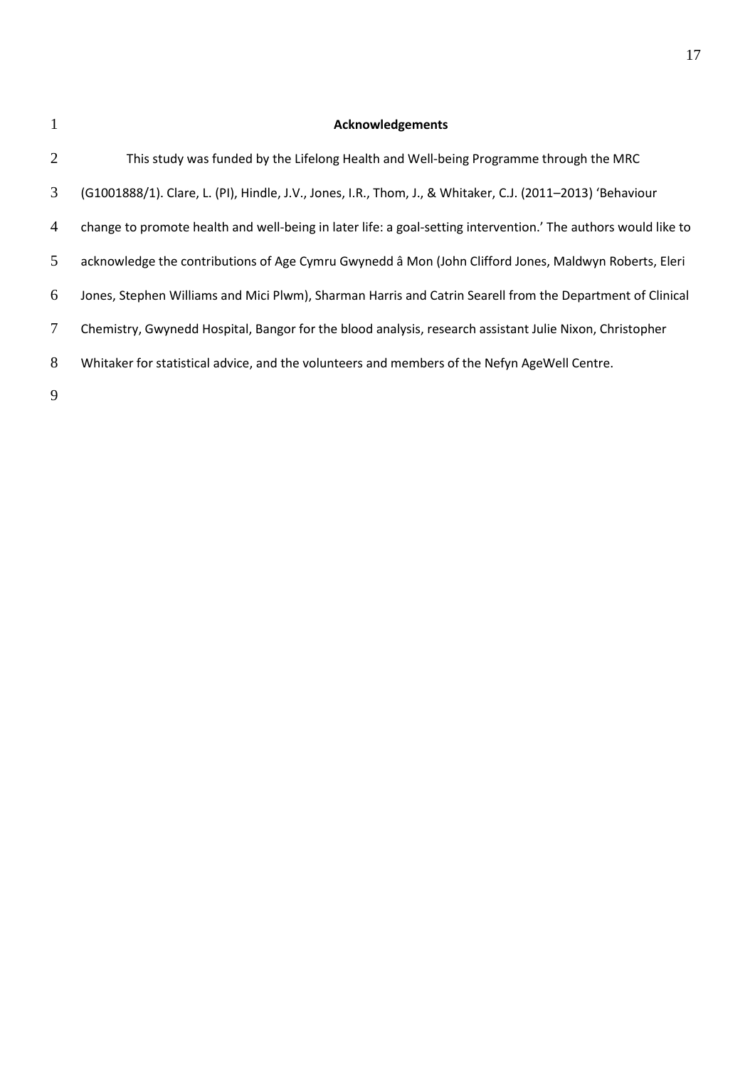# Acknowledgements

This study was funded by the Lifelong Health and Well-being Programme through the MRC (G1001888/1). Clare, L. (PI), Hindle, J.V., Jones, I.R., Thom, J., & Whitaker, C.J. (2011–2013) 'Behaviour change to promote health and well-being in later life: a goal-setting intervention.' The authors would like to acknowledge the contributions of Age Cymru Gwynedd â Mon (John Clifford Jones, Maldwyn Roberts, Eleri Jones, Stephen Williams and Mici Plwm), Sharman Harris and Catrin Searell from the Department of Clinical Chemistry, Gwynedd Hospital, Bangor for the blood analysis, research assistant Julie Nixon, Christopher Whitaker for statistical advice, and the volunteers and members of the Nefyn AgeWell Centre.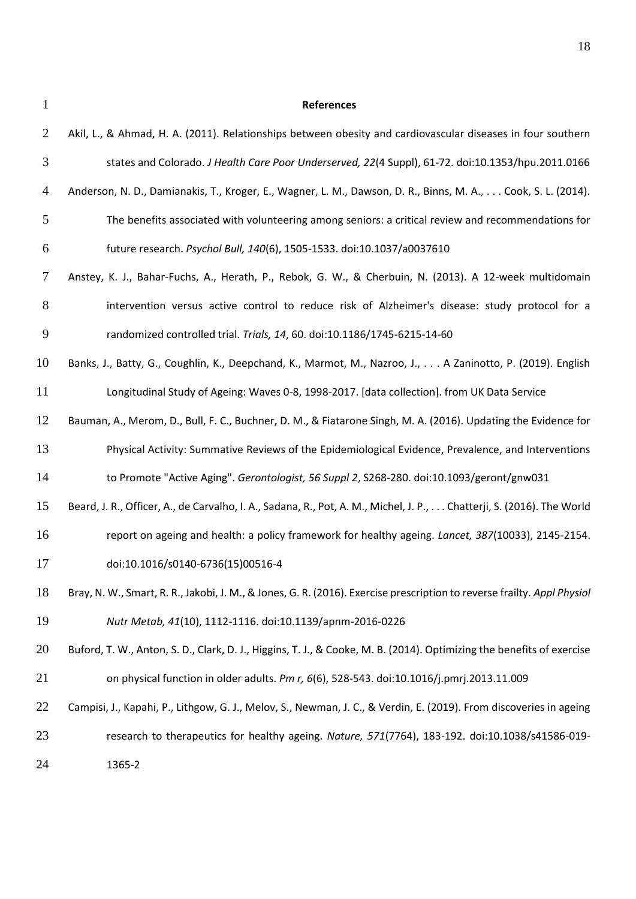# References

Akil, L., & Ahmad, H. A. (2011). Relationships between obesity and cardiovascular diseases in four southern states and Colorado. *J Health Care Poor Underserved, 22*(4 Suppl), 61-72. doi:10.1353/hpu.2011.0166

Anderson, N. D., Damianakis, T., Kroger, E., Wagner, L. M., Dawson, D. R., Binns, M. A., . . . Cook, S. L. (2014). The benefits associated with volunteering among seniors: a critical review and recommendations for future research. *Psychol Bull, 140*(6), 1505-1533. doi:10.1037/a0037610

Anstey, K. J., Bahar-Fuchs, A., Herath, P., Rebok, G. W., & Cherbuin, N. (2013). A 12-week multidomain intervention versus active control to reduce risk of Alzheimer's disease: study protocol for a randomized controlled trial. *Trials, 14*, 60. doi:10.1186/1745-6215-14-60

Banks, J., Batty, G., Coughlin, K., Deepchand, K., Marmot, M., Nazroo, J., . . . A Zaninotto, P. (2019). English Longitudinal Study of Ageing: Waves 0-8, 1998-2017. [data collection]. from UK Data Service

Bauman, A., Merom, D., Bull, F. C., Buchner, D. M., & Fiatarone Singh, M. A. (2016). Updating the Evidence for Physical Activity: Summative Reviews of the Epidemiological Evidence, Prevalence, and Interventions to Promote "Active Aging". *Gerontologist, 56 Suppl 2*, S268-280. doi:10.1093/geront/gnw031

Beard, J. R., Officer, A., de Carvalho, I. A., Sadana, R., Pot, A. M., Michel, J. P., . . . Chatterji, S. (2016). The World report on ageing and health: a policy framework for healthy ageing. *Lancet, 387*(10033), 2145-2154. doi:10.1016/s0140-6736(15)00516-4

Bray, N. W., Smart, R. R., Jakobi, J. M., & Jones, G. R. (2016). Exercise prescription to reverse frailty. *Appl Physiol Nutr Metab, 41*(10), 1112-1116. doi:10.1139/apnm-2016-0226

Buford, T. W., Anton, S. D., Clark, D. J., Higgins, T. J., & Cooke, M. B. (2014). Optimizing the benefits of exercise on physical function in older adults. *Pm r, 6*(6), 528-543. doi:10.1016/j.pmrj.2013.11.009

Campisi, J., Kapahi, P., Lithgow, G. J., Melov, S., Newman, J. C., & Verdin, E. (2019). From discoveries in ageing research to therapeutics for healthy ageing. *Nature, 571*(7764), 183-192. doi:10.1038/s41586-019-1365-2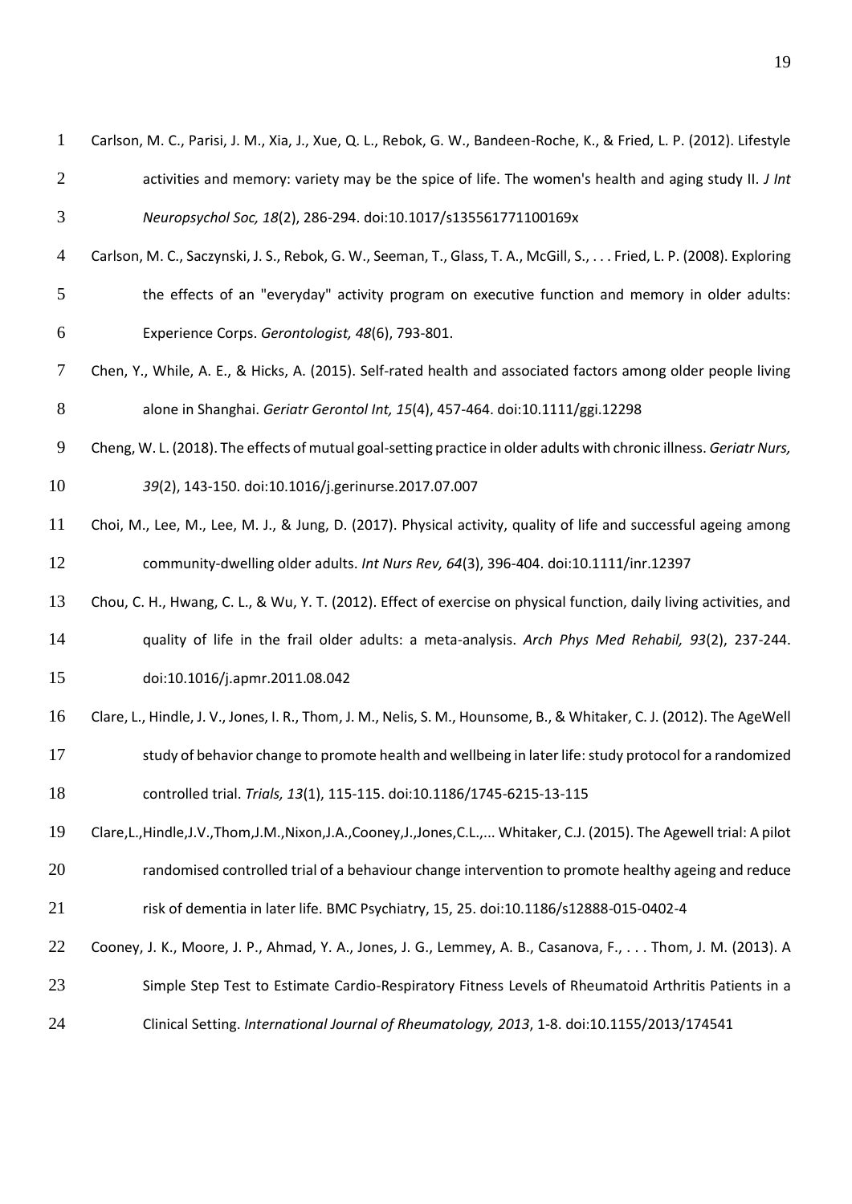Carlson, M. C., Parisi, J. M., Xia, J., Xue, Q. L., Rebok, G. W., Bandeen-Roche, K., & Fried, L. P. (2012). Lifestyle activities and memory: variety may be the spice of life. The women's health and aging study II. *J Int Neuropsychol Soc, 18*(2), 286-294. doi:10.1017/s135561771100169x

Carlson, M. C., Saczynski, J. S., Rebok, G. W., Seeman, T., Glass, T. A., McGill, S., . . . Fried, L. P. (2008). Exploring the effects of an "everyday" activity program on executive function and memory in older adults: Experience Corps. *Gerontologist, 48*(6), 793-801.

Chen, Y., While, A. E., & Hicks, A. (2015). Self-rated health and associated factors among older people living alone in Shanghai. *Geriatr Gerontol Int, 15*(4), 457-464. doi:10.1111/ggi.12298

Cheng, W. L. (2018). The effects of mutual goal-setting practice in older adults with chronic illness. *Geriatr Nurs, 39*(2), 143-150. doi:10.1016/j.gerinurse.2017.07.007

Choi, M., Lee, M., Lee, M. J., & Jung, D. (2017). Physical activity, quality of life and successful ageing among community-dwelling older adults. *Int Nurs Rev, 64*(3), 396-404. doi:10.1111/inr.12397

Chou, C. H., Hwang, C. L., & Wu, Y. T. (2012). Effect of exercise on physical function, daily living activities, and quality of life in the frail older adults: a meta-analysis. *Arch Phys Med Rehabil, 93*(2), 237-244. doi:10.1016/j.apmr.2011.08.042

Clare, L., Hindle, J. V., Jones, I. R., Thom, J. M., Nelis, S. M., Hounsome, B., & Whitaker, C. J. (2012). The AgeWell study of behavior change to promote health and wellbeing in later life: study protocol for a randomized controlled trial. *Trials, 13*(1), 115-115. doi:10.1186/1745-6215-13-115

Clare,L.,Hindle,J.V.,Thom,J.M.,Nixon,J.A.,Cooney,J.,Jones,C.L.,... Whitaker, C.J. (2015). The Agewell trial: A pilot randomised controlled trial of a behaviour change intervention to promote healthy ageing and reduce risk of dementia in later life. BMC Psychiatry, 15, 25. doi:10.1186/s12888-015-0402-4

Cooney, J. K., Moore, J. P., Ahmad, Y. A., Jones, J. G., Lemmey, A. B., Casanova, F., . . . Thom, J. M. (2013). A Simple Step Test to Estimate Cardio-Respiratory Fitness Levels of Rheumatoid Arthritis Patients in a Clinical Setting. *International Journal of Rheumatology, 2013*, 1-8. doi:10.1155/2013/174541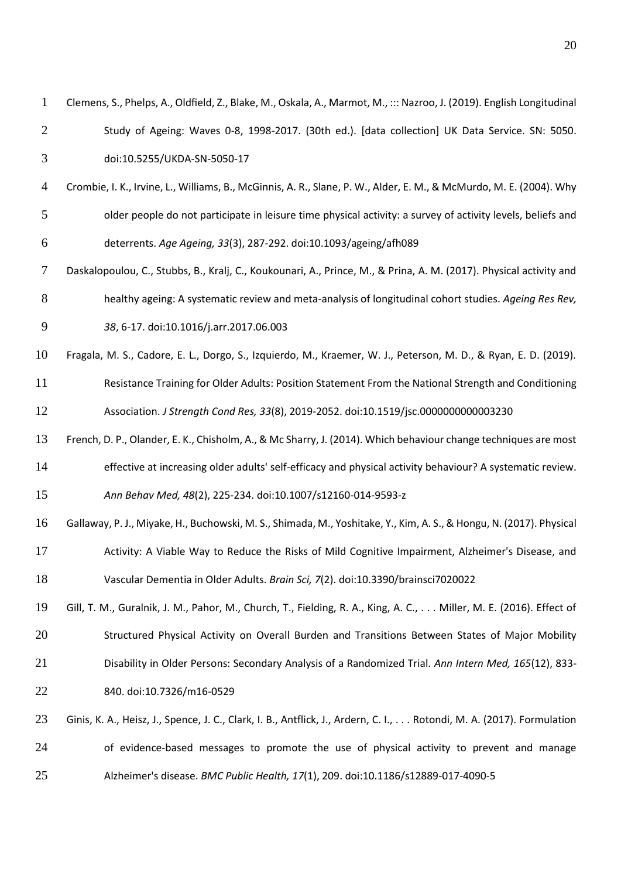Clemens, S., Phelps, A., Oldfield, Z., Blake, M., Oskala, A., Marmot, M., ::: Nazroo, J. (2019). English Longitudinal Study of Ageing: Waves 0-8, 1998-2017. (30th ed.). [data collection] UK Data Service. SN: 5050. doi:10.5255/UKDA-SN-5050-17

Crombie, I. K., Irvine, L., Williams, B., McGinnis, A. R., Slane, P. W., Alder, E. M., & McMurdo, M. E. (2004). Why older people do not participate in leisure time physical activity: a survey of activity levels, beliefs and deterrents. *Age Ageing, 33*(3), 287-292. doi:10.1093/ageing/afh089

Daskalopoulou, C., Stubbs, B., Kralj, C., Koukounari, A., Prince, M., & Prina, A. M. (2017). Physical activity and healthy ageing: A systematic review and meta-analysis of longitudinal cohort studies. *Ageing Res Rev, 38*, 6-17. doi:10.1016/j.arr.2017.06.003

Fragala, M. S., Cadore, E. L., Dorgo, S., Izquierdo, M., Kraemer, W. J., Peterson, M. D., & Ryan, E. D. (2019). Resistance Training for Older Adults: Position Statement From the National Strength and Conditioning Association. *J Strength Cond Res, 33*(8), 2019-2052. doi:10.1519/jsc.0000000000003230

French, D. P., Olander, E. K., Chisholm, A., & Mc Sharry, J. (2014). Which behaviour change techniques are most effective at increasing older adults' self-efficacy and physical activity behaviour? A systematic review. *Ann Behav Med, 48*(2), 225-234. doi:10.1007/s12160-014-9593-z

Gallaway, P. J., Miyake, H., Buchowski, M. S., Shimada, M., Yoshitake, Y., Kim, A. S., & Hongu, N. (2017). Physical Activity: A Viable Way to Reduce the Risks of Mild Cognitive Impairment, Alzheimer's Disease, and Vascular Dementia in Older Adults. *Brain Sci, 7*(2). doi:10.3390/brainsci7020022

Gill, T. M., Guralnik, J. M., Pahor, M., Church, T., Fielding, R. A., King, A. C., . . . Miller, M. E. (2016). Effect of Structured Physical Activity on Overall Burden and Transitions Between States of Major Mobility Disability in Older Persons: Secondary Analysis of a Randomized Trial. *Ann Intern Med, 165*(12), 833-840. doi:10.7326/m16-0529

Ginis, K. A., Heisz, J., Spence, J. C., Clark, I. B., Antflick, J., Ardern, C. I., . . . Rotondi, M. A. (2017). Formulation of evidence-based messages to promote the use of physical activity to prevent and manage Alzheimer's disease. *BMC Public Health, 17*(1), 209. doi:10.1186/s12889-017-4090-5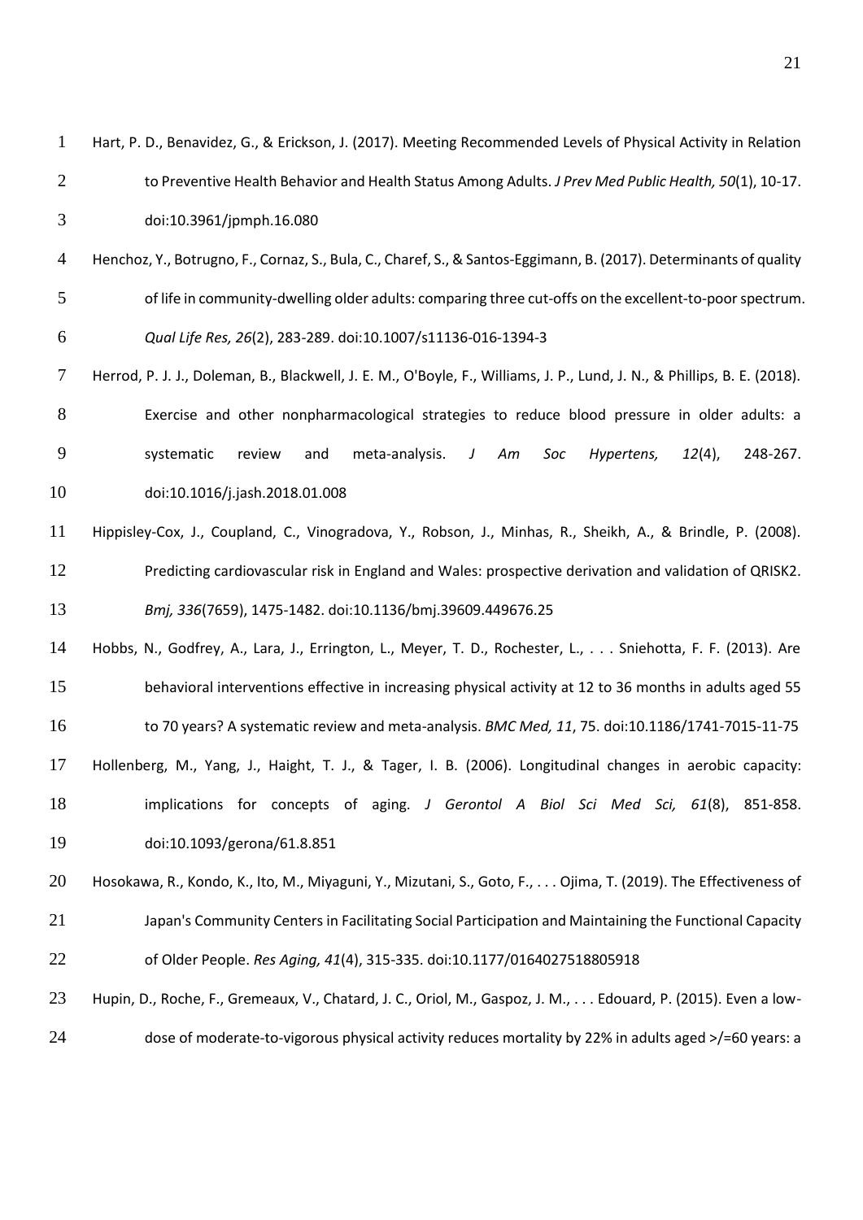Hart, P. D., Benavidez, G., & Erickson, J. (2017). Meeting Recommended Levels of Physical Activity in Relation to Preventive Health Behavior and Health Status Among Adults. *J Prev Med Public Health, 50*(1), 10-17. doi:10.3961/jpmph.16.080

Henchoz, Y., Botrugno, F., Cornaz, S., Bula, C., Charef, S., & Santos-Eggimann, B. (2017). Determinants of quality of life in community-dwelling older adults: comparing three cut-offs on the excellent-to-poor spectrum. *Qual Life Res, 26*(2), 283-289. doi:10.1007/s11136-016-1394-3

Herrod, P. J. J., Doleman, B., Blackwell, J. E. M., O'Boyle, F., Williams, J. P., Lund, J. N., & Phillips, B. E. (2018). Exercise and other nonpharmacological strategies to reduce blood pressure in older adults: a systematic review and meta-analysis. *J Am Soc Hypertens, 12*(4), 248-267. doi:10.1016/j.jash.2018.01.008

Hippisley-Cox, J., Coupland, C., Vinogradova, Y., Robson, J., Minhas, R., Sheikh, A., & Brindle, P. (2008). Predicting cardiovascular risk in England and Wales: prospective derivation and validation of QRISK2. *Bmj, 336*(7659), 1475-1482. doi:10.1136/bmj.39609.449676.25

Hobbs, N., Godfrey, A., Lara, J., Errington, L., Meyer, T. D., Rochester, L., . . . Sniehotta, F. F. (2013). Are behavioral interventions effective in increasing physical activity at 12 to 36 months in adults aged 55 to 70 years? A systematic review and meta-analysis. *BMC Med, 11*, 75. doi:10.1186/1741-7015-11-75

Hollenberg, M., Yang, J., Haight, T. J., & Tager, I. B. (2006). Longitudinal changes in aerobic capacity: implications for concepts of aging. *J Gerontol A Biol Sci Med Sci, 61*(8), 851-858. doi:10.1093/gerona/61.8.851

Hosokawa, R., Kondo, K., Ito, M., Miyaguni, Y., Mizutani, S., Goto, F., . . . Ojima, T. (2019). The Effectiveness of Japan's Community Centers in Facilitating Social Participation and Maintaining the Functional Capacity of Older People. *Res Aging, 41*(4), 315-335. doi:10.1177/0164027518805918

Hupin, D., Roche, F., Gremeaux, V., Chatard, J. C., Oriol, M., Gaspoz, J. M., . . . Edouard, P. (2015). Even a low-dose of moderate-to-vigorous physical activity reduces mortality by 22% in adults aged >/=60 years: a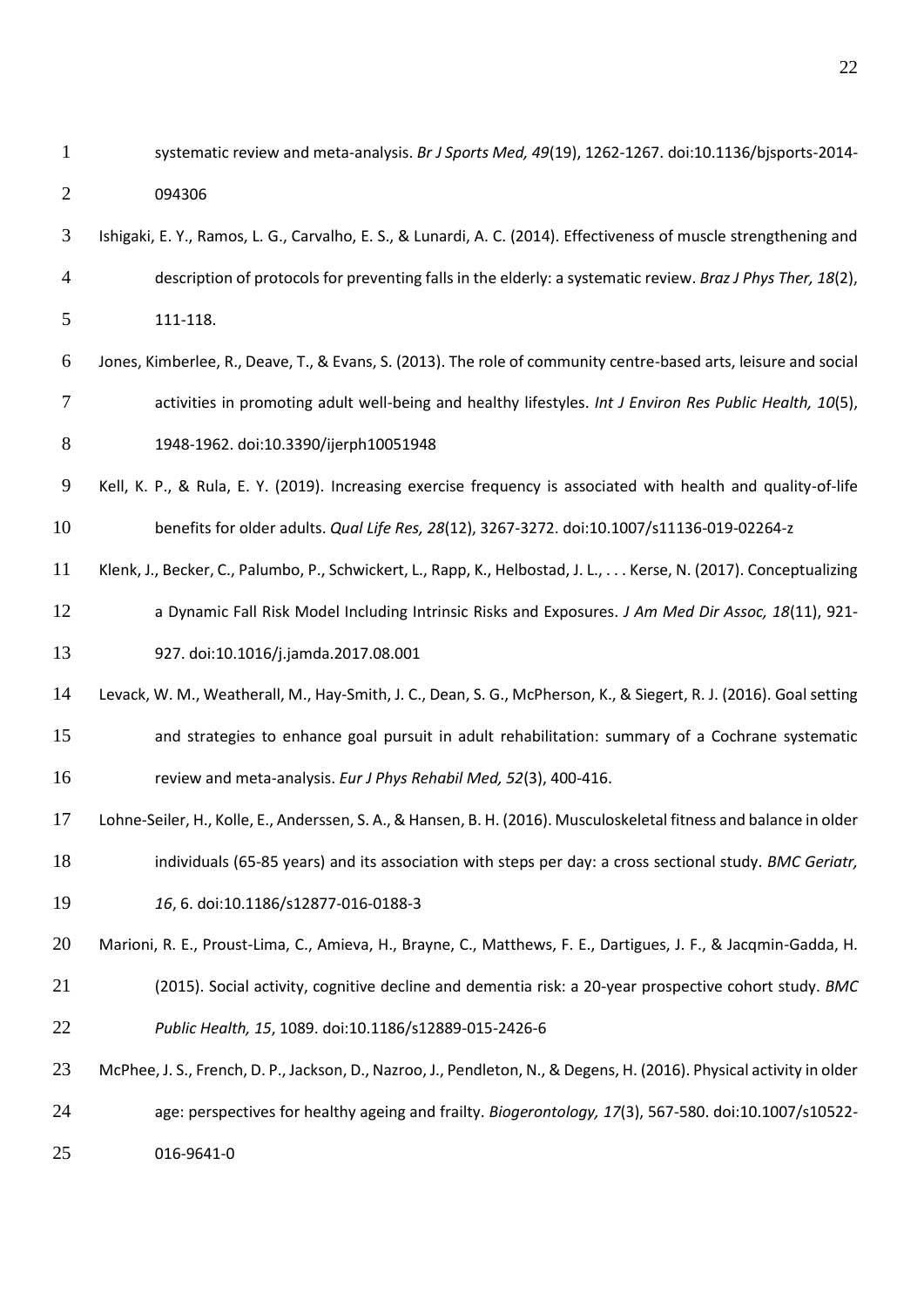systematic review and meta-analysis. *Br J Sports Med, 49*(19), 1262-1267. doi:10.1136/bjsports-2014-094306

Ishigaki, E. Y., Ramos, L. G., Carvalho, E. S., & Lunardi, A. C. (2014). Effectiveness of muscle strengthening and description of protocols for preventing falls in the elderly: a systematic review. *Braz J Phys Ther, 18*(2), 111-118.

Jones, Kimberlee, R., Deave, T., & Evans, S. (2013). The role of community centre-based arts, leisure and social activities in promoting adult well-being and healthy lifestyles. *Int J Environ Res Public Health, 10*(5), 1948-1962. doi:10.3390/ijerph10051948

Kell, K. P., & Rula, E. Y. (2019). Increasing exercise frequency is associated with health and quality-of-life benefits for older adults. *Qual Life Res, 28*(12), 3267-3272. doi:10.1007/s11136-019-02264-z

Klenk, J., Becker, C., Palumbo, P., Schwickert, L., Rapp, K., Helbostad, J. L., . . . Kerse, N. (2017). Conceptualizing a Dynamic Fall Risk Model Including Intrinsic Risks and Exposures. *J Am Med Dir Assoc, 18*(11), 921-927. doi:10.1016/j.jamda.2017.08.001

Levack, W. M., Weatherall, M., Hay-Smith, J. C., Dean, S. G., McPherson, K., & Siegert, R. J. (2016). Goal setting and strategies to enhance goal pursuit in adult rehabilitation: summary of a Cochrane systematic review and meta-analysis. *Eur J Phys Rehabil Med, 52*(3), 400-416.

Lohne-Seiler, H., Kolle, E., Anderssen, S. A., & Hansen, B. H. (2016). Musculoskeletal fitness and balance in older individuals (65-85 years) and its association with steps per day: a cross sectional study. *BMC Geriatr, 16*, 6. doi:10.1186/s12877-016-0188-3

Marioni, R. E., Proust-Lima, C., Amieva, H., Brayne, C., Matthews, F. E., Dartigues, J. F., & Jacqmin-Gadda, H. (2015). Social activity, cognitive decline and dementia risk: a 20-year prospective cohort study. *BMC Public Health, 15*, 1089. doi:10.1186/s12889-015-2426-6

McPhee, J. S., French, D. P., Jackson, D., Nazroo, J., Pendleton, N., & Degens, H. (2016). Physical activity in older age: perspectives for healthy ageing and frailty. *Biogerontology, 17*(3), 567-580. doi:10.1007/s10522-016-9641-0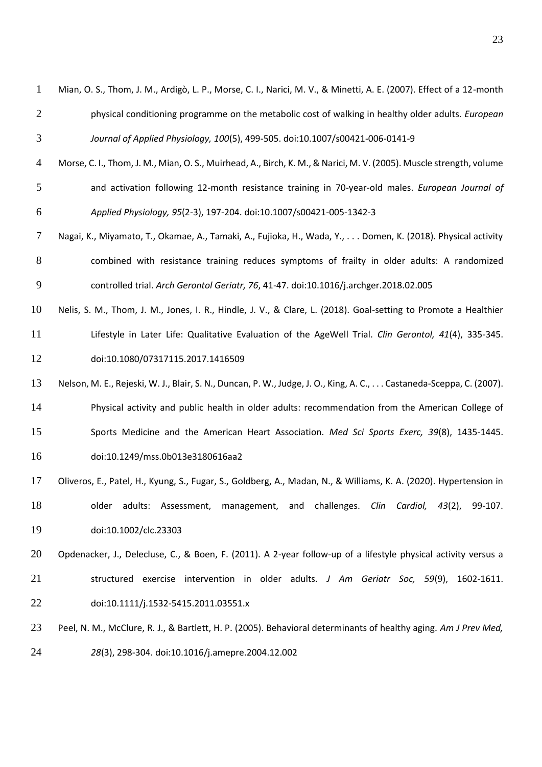Mian, O. S., Thom, J. M., Ardigò, L. P., Morse, C. I., Narici, M. V., & Minetti, A. E. (2007). Effect of a 12-month physical conditioning programme on the metabolic cost of walking in healthy older adults. *European Journal of Applied Physiology, 100*(5), 499-505. doi:10.1007/s00421-006-0141-9

Morse, C. I., Thom, J. M., Mian, O. S., Muirhead, A., Birch, K. M., & Narici, M. V. (2005). Muscle strength, volume and activation following 12-month resistance training in 70-year-old males. *European Journal of Applied Physiology, 95*(2-3), 197-204. doi:10.1007/s00421-005-1342-3

Nagai, K., Miyamato, T., Okamae, A., Tamaki, A., Fujioka, H., Wada, Y., . . . Domen, K. (2018). Physical activity combined with resistance training reduces symptoms of frailty in older adults: A randomized controlled trial. *Arch Gerontol Geriatr, 76*, 41-47. doi:10.1016/j.archger.2018.02.005

Nelis, S. M., Thom, J. M., Jones, I. R., Hindle, J. V., & Clare, L. (2018). Goal-setting to Promote a Healthier Lifestyle in Later Life: Qualitative Evaluation of the AgeWell Trial. *Clin Gerontol, 41*(4), 335-345. doi:10.1080/07317115.2017.1416509

Nelson, M. E., Rejeski, W. J., Blair, S. N., Duncan, P. W., Judge, J. O., King, A. C., . . . Castaneda-Sceppa, C. (2007). Physical activity and public health in older adults: recommendation from the American College of Sports Medicine and the American Heart Association. *Med Sci Sports Exerc, 39*(8), 1435-1445. doi:10.1249/mss.0b013e3180616aa2

Oliveros, E., Patel, H., Kyung, S., Fugar, S., Goldberg, A., Madan, N., & Williams, K. A. (2020). Hypertension in older adults: Assessment, management, and challenges. *Clin Cardiol, 43*(2), 99-107. doi:10.1002/clc.23303

Opdenacker, J., Delecluse, C., & Boen, F. (2011). A 2-year follow-up of a lifestyle physical activity versus a structured exercise intervention in older adults. *J Am Geriatr Soc, 59*(9), 1602-1611. doi:10.1111/j.1532-5415.2011.03551.x

Peel, N. M., McClure, R. J., & Bartlett, H. P. (2005). Behavioral determinants of healthy aging. *Am J Prev Med, 28*(3), 298-304. doi:10.1016/j.amepre.2004.12.002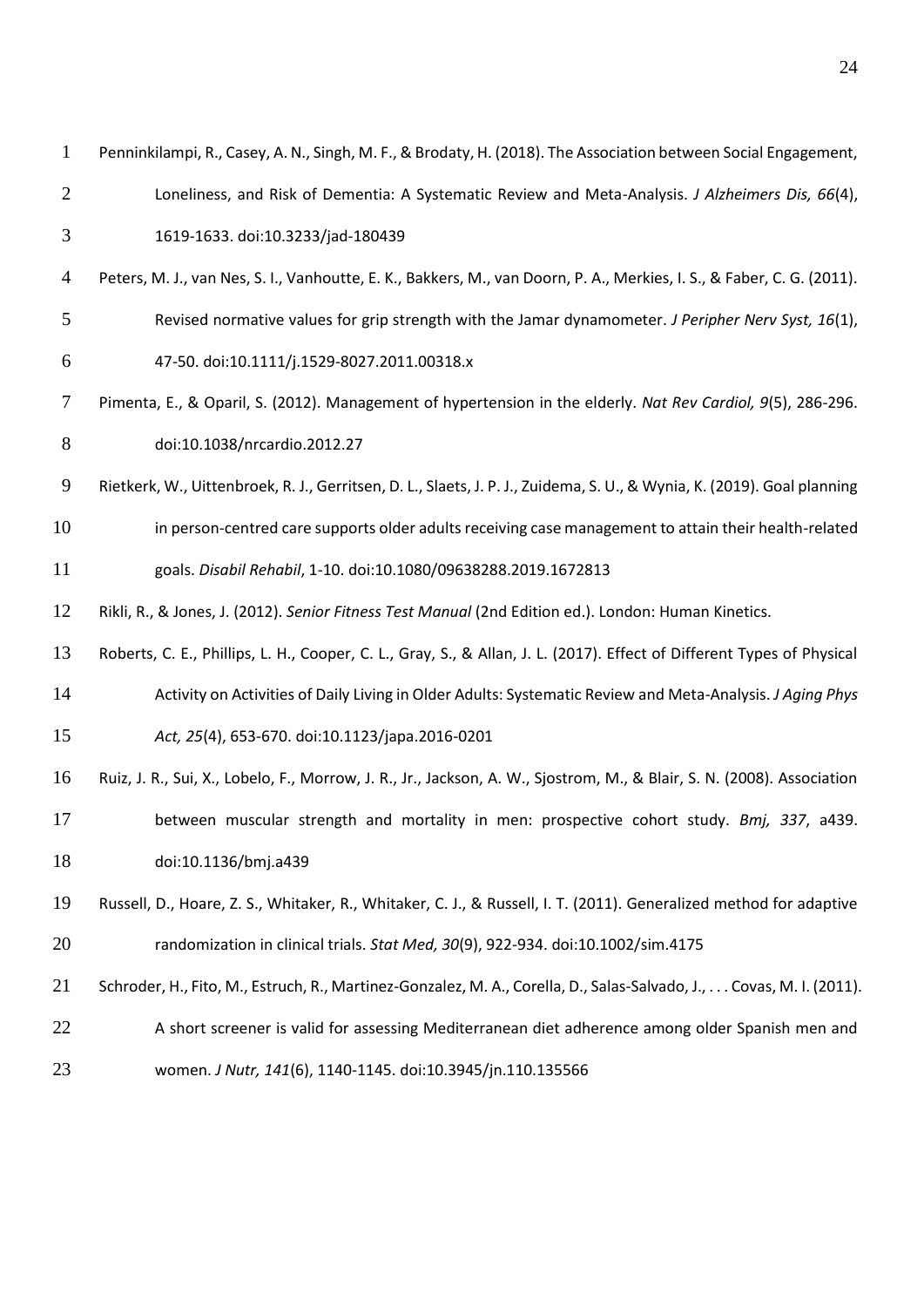Penninkilampi, R., Casey, A. N., Singh, M. F., & Brodaty, H. (2018). The Association between Social Engagement, Loneliness, and Risk of Dementia: A Systematic Review and Meta-Analysis. *J Alzheimers Dis, 66*(4), 1619-1633. doi:10.3233/jad-180439

Peters, M. J., van Nes, S. I., Vanhoutte, E. K., Bakkers, M., van Doorn, P. A., Merkies, I. S., & Faber, C. G. (2011). Revised normative values for grip strength with the Jamar dynamometer. *J Peripher Nerv Syst, 16*(1), 47-50. doi:10.1111/j.1529-8027.2011.00318.x

Pimenta, E., & Oparil, S. (2012). Management of hypertension in the elderly. *Nat Rev Cardiol, 9*(5), 286-296. doi:10.1038/nrcardio.2012.27

Rietkerk, W., Uittenbroek, R. J., Gerritsen, D. L., Slaets, J. P. J., Zuidema, S. U., & Wynia, K. (2019). Goal planning in person-centred care supports older adults receiving case management to attain their health-related goals. *Disabil Rehabil*, 1-10. doi:10.1080/09638288.2019.1672813

Rikli, R., & Jones, J. (2012). *Senior Fitness Test Manual* (2nd Edition ed.). London: Human Kinetics.

Roberts, C. E., Phillips, L. H., Cooper, C. L., Gray, S., & Allan, J. L. (2017). Effect of Different Types of Physical Activity on Activities of Daily Living in Older Adults: Systematic Review and Meta-Analysis. *J Aging Phys Act, 25*(4), 653-670. doi:10.1123/japa.2016-0201

Ruiz, J. R., Sui, X., Lobelo, F., Morrow, J. R., Jr., Jackson, A. W., Sjostrom, M., & Blair, S. N. (2008). Association between muscular strength and mortality in men: prospective cohort study. *Bmj, 337*, a439. doi:10.1136/bmj.a439

Russell, D., Hoare, Z. S., Whitaker, R., Whitaker, C. J., & Russell, I. T. (2011). Generalized method for adaptive randomization in clinical trials. *Stat Med, 30*(9), 922-934. doi:10.1002/sim.4175

Schroder, H., Fito, M., Estruch, R., Martinez-Gonzalez, M. A., Corella, D., Salas-Salvado, J., . . . Covas, M. I. (2011). A short screener is valid for assessing Mediterranean diet adherence among older Spanish men and women. *J Nutr, 141*(6), 1140-1145. doi:10.3945/jn.110.135566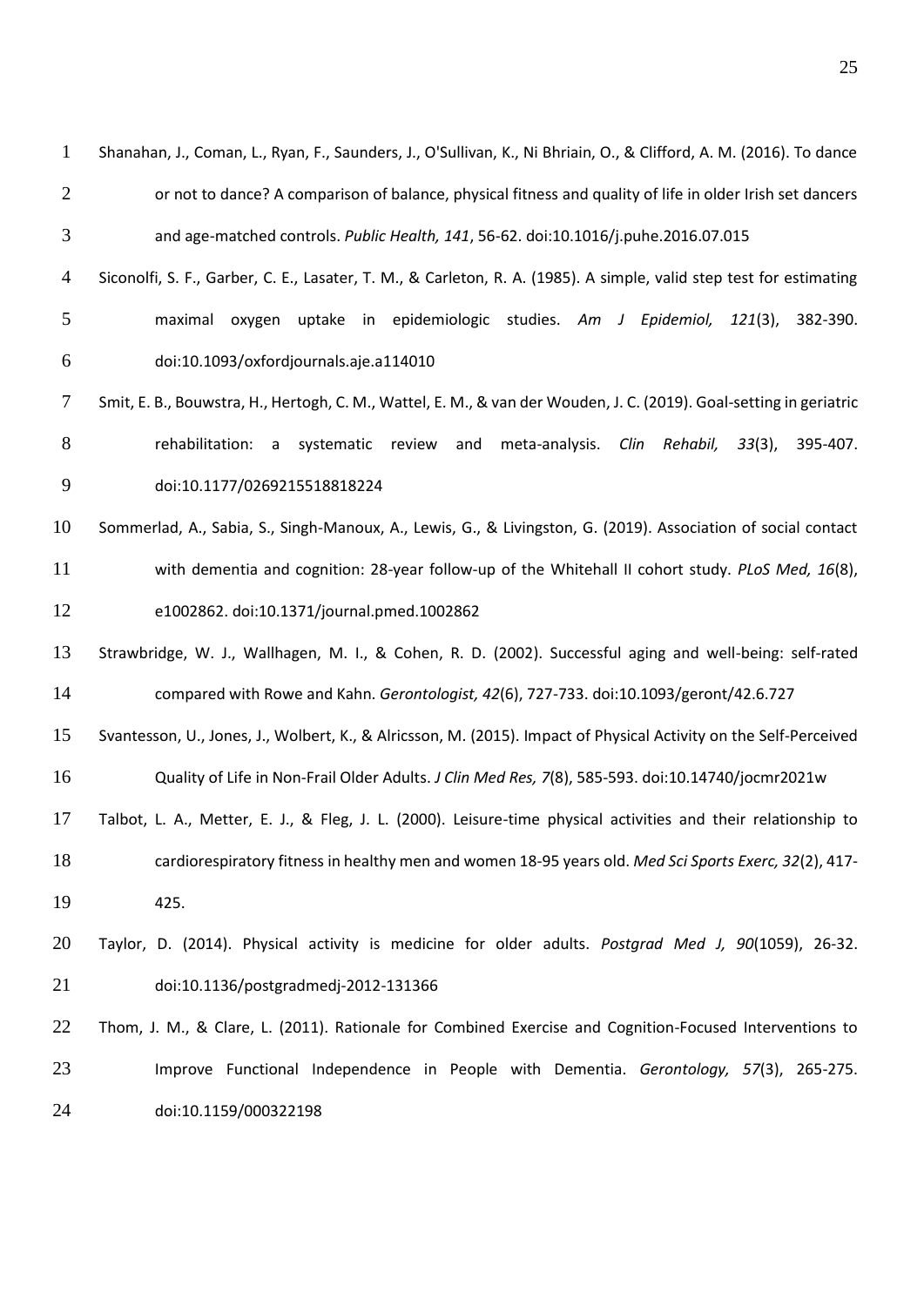Shanahan, J., Coman, L., Ryan, F., Saunders, J., O'Sullivan, K., Ni Bhriain, O., & Clifford, A. M. (2016). To dance or not to dance? A comparison of balance, physical fitness and quality of life in older Irish set dancers and age-matched controls. *Public Health, 141*, 56-62. doi:10.1016/j.puhe.2016.07.015

Siconolfi, S. F., Garber, C. E., Lasater, T. M., & Carleton, R. A. (1985). A simple, valid step test for estimating maximal oxygen uptake in epidemiologic studies. *Am J Epidemiol, 121*(3), 382-390. doi:10.1093/oxfordjournals.aje.a114010

Smit, E. B., Bouwstra, H., Hertogh, C. M., Wattel, E. M., & van der Wouden, J. C. (2019). Goal-setting in geriatric rehabilitation: a systematic review and meta-analysis. *Clin Rehabil, 33*(3), 395-407. doi:10.1177/0269215518818224

Sommerlad, A., Sabia, S., Singh-Manoux, A., Lewis, G., & Livingston, G. (2019). Association of social contact with dementia and cognition: 28-year follow-up of the Whitehall II cohort study. *PLoS Med, 16*(8), e1002862. doi:10.1371/journal.pmed.1002862

Strawbridge, W. J., Wallhagen, M. I., & Cohen, R. D. (2002). Successful aging and well-being: self-rated compared with Rowe and Kahn. *Gerontologist, 42*(6), 727-733. doi:10.1093/geront/42.6.727

Svantesson, U., Jones, J., Wolbert, K., & Alricsson, M. (2015). Impact of Physical Activity on the Self-Perceived Quality of Life in Non-Frail Older Adults. *J Clin Med Res, 7*(8), 585-593. doi:10.14740/jocmr2021w

Talbot, L. A., Metter, E. J., & Fleg, J. L. (2000). Leisure-time physical activities and their relationship to cardiorespiratory fitness in healthy men and women 18-95 years old. *Med Sci Sports Exerc, 32*(2), 417-425.

Taylor, D. (2014). Physical activity is medicine for older adults. *Postgrad Med J, 90*(1059), 26-32. doi:10.1136/postgradmedj-2012-131366

Thom, J. M., & Clare, L. (2011). Rationale for Combined Exercise and Cognition-Focused Interventions to Improve Functional Independence in People with Dementia. *Gerontology, 57*(3), 265-275. doi:10.1159/000322198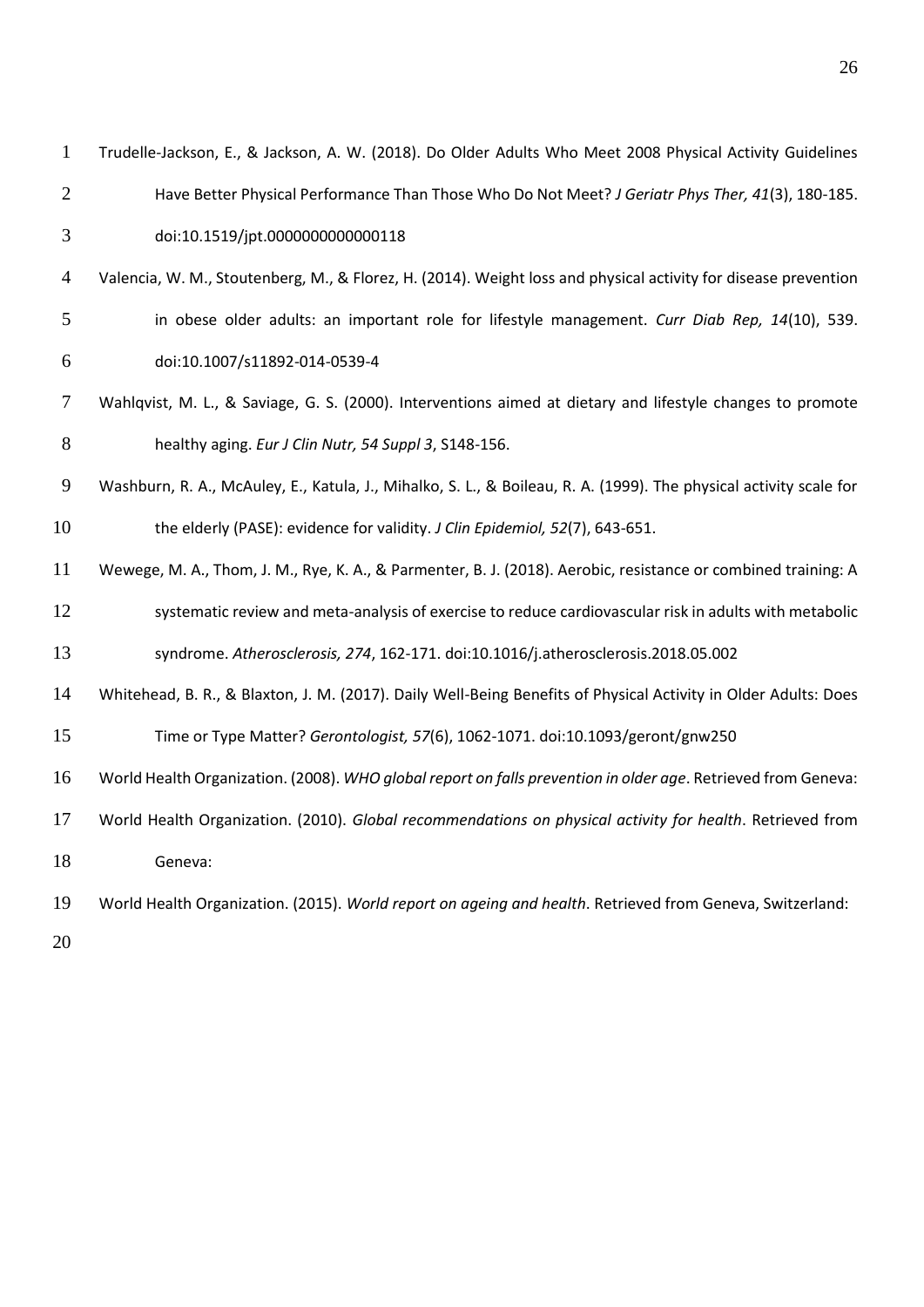Trudelle-Jackson, E., & Jackson, A. W. (2018). Do Older Adults Who Meet 2008 Physical Activity Guidelines Have Better Physical Performance Than Those Who Do Not Meet? *J Geriatr Phys Ther, 41*(3), 180-185. doi:10.1519/jpt.0000000000000118

Valencia, W. M., Stoutenberg, M., & Florez, H. (2014). Weight loss and physical activity for disease prevention in obese older adults: an important role for lifestyle management. *Curr Diab Rep, 14*(10), 539. doi:10.1007/s11892-014-0539-4

Wahlqvist, M. L., & Saviage, G. S. (2000). Interventions aimed at dietary and lifestyle changes to promote healthy aging. *Eur J Clin Nutr, 54 Suppl 3*, S148-156.

Washburn, R. A., McAuley, E., Katula, J., Mihalko, S. L., & Boileau, R. A. (1999). The physical activity scale for the elderly (PASE): evidence for validity. *J Clin Epidemiol, 52*(7), 643-651.

Wewege, M. A., Thom, J. M., Rye, K. A., & Parmenter, B. J. (2018). Aerobic, resistance or combined training: A systematic review and meta-analysis of exercise to reduce cardiovascular risk in adults with metabolic syndrome. *Atherosclerosis, 274*, 162-171. doi:10.1016/j.atherosclerosis.2018.05.002

Whitehead, B. R., & Blaxton, J. M. (2017). Daily Well-Being Benefits of Physical Activity in Older Adults: Does Time or Type Matter? *Gerontologist, 57*(6), 1062-1071. doi:10.1093/geront/gnw250

World Health Organization. (2008). *WHO global report on falls prevention in older age*. Retrieved from Geneva:

World Health Organization. (2010). *Global recommendations on physical activity for health*. Retrieved from Geneva:

World Health Organization. (2015). *World report on ageing and health*. Retrieved from Geneva, Switzerland: